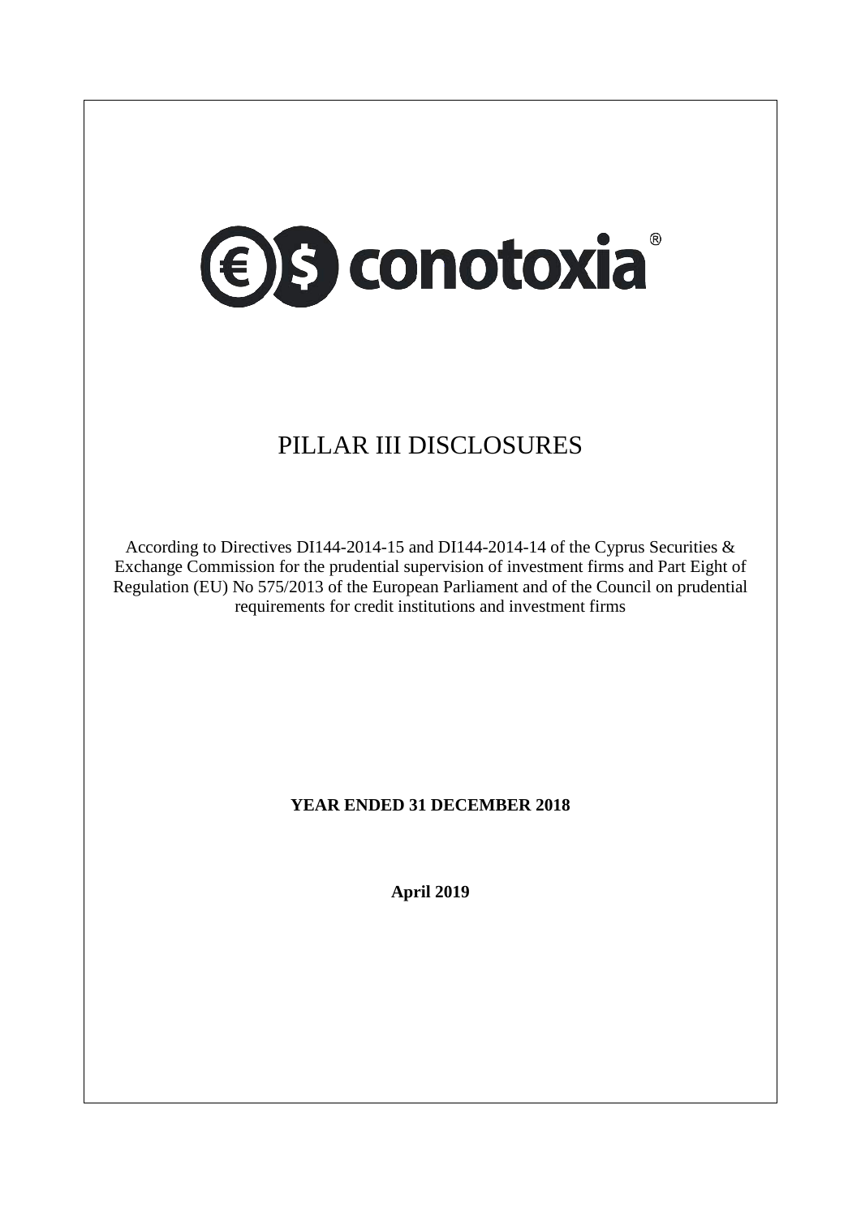conotoxia®

# PILLAR III DISCLOSURES

According to Directives DI144-2014-15 and DI144-2014-14 of the Cyprus Securities & Exchange Commission for the prudential supervision of investment firms and Part Eight of Regulation (EU) No 575/2013 of the European Parliament and of the Council on prudential requirements for credit institutions and investment firms

**YEAR ENDED 31 DECEMBER 2018**

**April 2019**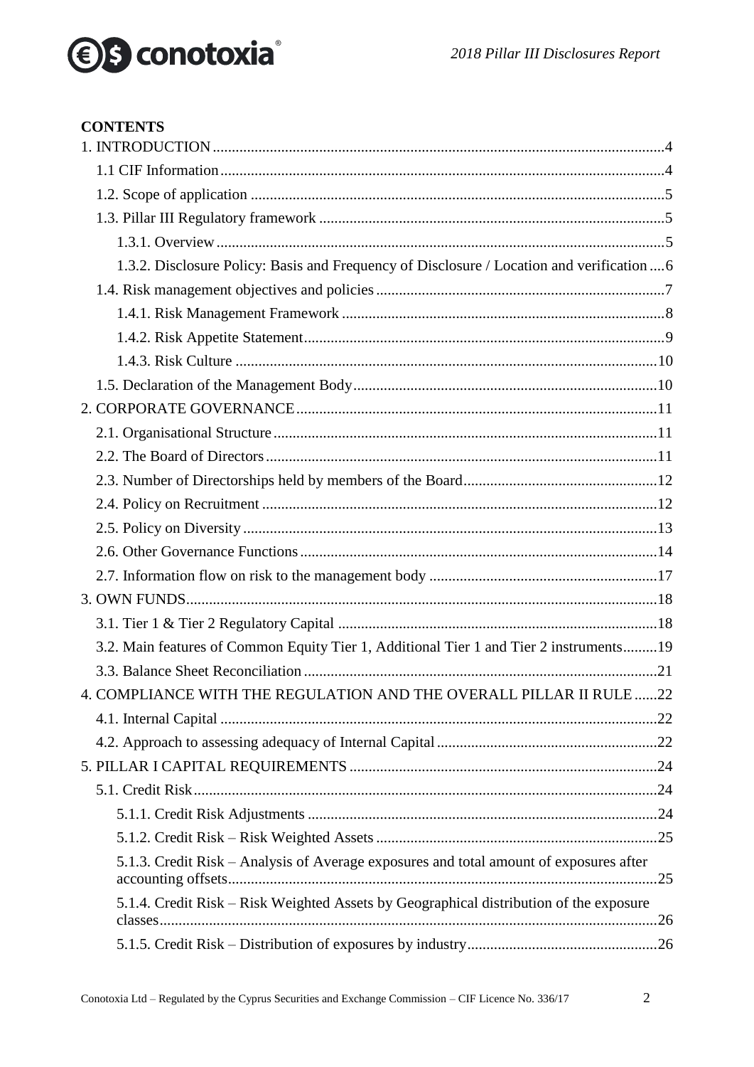**CONTENTS**

1. INTRODUCTION ..... 4
   - 1.1 CIF Information ..... 4
   - 1.2. Scope of application ..... 5
   - 1.3. Pillar III Regulatory framework ..... 5
     - 1.3.1. Overview ..... 5
     - 1.3.2. Disclosure Policy: Basis and Frequency of Disclosure / Location and verification ..... 6
   - 1.4. Risk management objectives and policies ..... 7
     - 1.4.1. Risk Management Framework ..... 8
     - 1.4.2. Risk Appetite Statement ..... 9
     - 1.4.3. Risk Culture ..... 10
   - 1.5. Declaration of the Management Body ..... 10
2. CORPORATE GOVERNANCE ..... 11
   - 2.1. Organisational Structure ..... 11
   - 2.2. The Board of Directors ..... 11
   - 2.3. Number of Directorships held by members of the Board ..... 12
   - 2.4. Policy on Recruitment ..... 12
   - 2.5. Policy on Diversity ..... 13
   - 2.6. Other Governance Functions ..... 14
   - 2.7. Information flow on risk to the management body ..... 17
3. OWN FUNDS ..... 18
   - 3.1. Tier 1 & Tier 2 Regulatory Capital ..... 18
   - 3.2. Main features of Common Equity Tier 1, Additional Tier 1 and Tier 2 instruments ..... 19
   - 3.3. Balance Sheet Reconciliation ..... 21
4. COMPLIANCE WITH THE REGULATION AND THE OVERALL PILLAR II RULE ..... 22
   - 4.1. Internal Capital ..... 22
   - 4.2. Approach to assessing adequacy of Internal Capital ..... 22
5. PILLAR I CAPITAL REQUIREMENTS ..... 24
   - 5.1. Credit Risk ..... 24
     - 5.1.1. Credit Risk Adjustments ..... 24
     - 5.1.2. Credit Risk – Risk Weighted Assets ..... 25
     - 5.1.3. Credit Risk – Analysis of Average exposures and total amount of exposures after accounting offsets ..... 25
     - 5.1.4. Credit Risk – Risk Weighted Assets by Geographical distribution of the exposure classes ..... 26
     - 5.1.5. Credit Risk – Distribution of exposures by industry ..... 26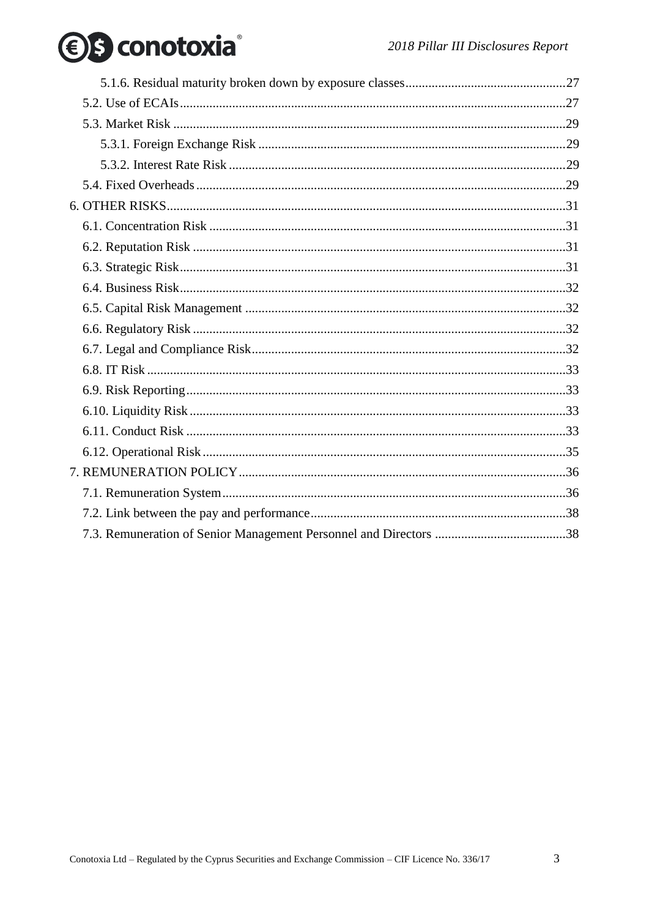5.1.6. Residual maturity broken down by exposure classes.................................................27
5.2. Use of ECAIs.....................................................................................................................27
5.3. Market Risk .......................................................................................................................29
5.3.1. Foreign Exchange Risk ..............................................................................................29
5.3.2. Interest Rate Risk .......................................................................................................29
5.4. Fixed Overheads ................................................................................................................29
6. OTHER RISKS.........................................................................................................................31
6.1. Concentration Risk ............................................................................................................31
6.2. Reputation Risk .................................................................................................................31
6.3. Strategic Risk.....................................................................................................................31
6.4. Business Risk.....................................................................................................................32
6.5. Capital Risk Management .................................................................................................32
6.6. Regulatory Risk .................................................................................................................32
6.7. Legal and Compliance Risk...............................................................................................32
6.8. IT Risk ...............................................................................................................................33
6.9. Risk Reporting...................................................................................................................33
6.10. Liquidity Risk ..................................................................................................................33
6.11. Conduct Risk ...................................................................................................................33
6.12. Operational Risk ..............................................................................................................35
7. REMUNERATION POLICY...................................................................................................36
7.1. Remuneration System........................................................................................................36
7.2. Link between the pay and performance.............................................................................38
7.3. Remuneration of Senior Management Personnel and Directors ........................................38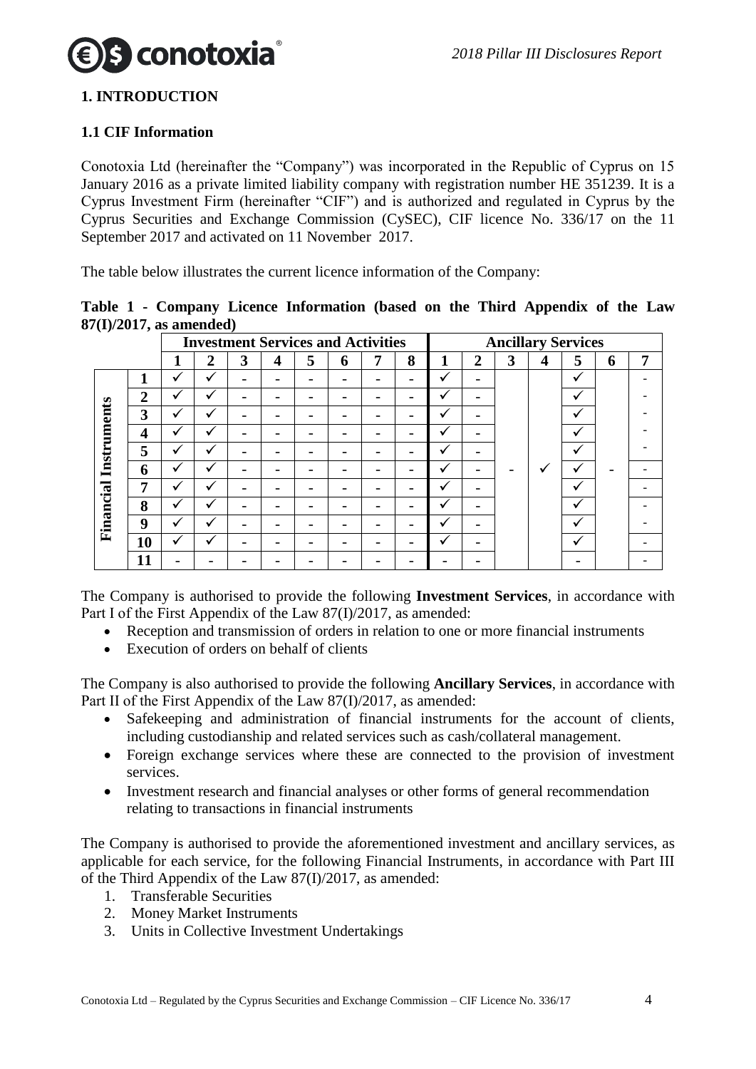# 1. INTRODUCTION

## 1.1 CIF Information

Conotoxia Ltd (hereinafter the "Company") was incorporated in the Republic of Cyprus on 15 January 2016 as a private limited liability company with registration number HE 351239. It is a Cyprus Investment Firm (hereinafter "CIF") and is authorized and regulated in Cyprus by the Cyprus Securities and Exchange Commission (CySEC), CIF licence No. 336/17 on the 11 September 2017 and activated on 11 November 2017.

The table below illustrates the current licence information of the Company:

**Table 1 - Company Licence Information (based on the Third Appendix of the Law 87(I)/2017, as amended)**

| | | Investment Services and Activities | | | | | | | | Ancillary Services | | | | | | |
|---|---|---|---|---|---|---|---|---|---|---|---|---|---|---|---|---|
| | | 1 | 2 | 3 | 4 | 5 | 6 | 7 | 8 | 1 | 2 | 3 | 4 | 5 | 6 | 7 |
| Financial Instruments | 1 | ✓ | ✓ | - | - | - | - | - | - | ✓ | - | | | ✓ | | - |
| | 2 | ✓ | ✓ | - | - | - | - | - | - | ✓ | - | | | ✓ | | - |
| | 3 | ✓ | ✓ | - | - | - | - | - | - | ✓ | - | | | ✓ | | - |
| | 4 | ✓ | ✓ | - | - | - | - | - | - | ✓ | - | | | ✓ | | - |
| | 5 | ✓ | ✓ | - | - | - | - | - | - | ✓ | - | | | ✓ | | - |
| | 6 | ✓ | ✓ | - | - | - | - | - | - | ✓ | - | - | ✓ | ✓ | - | - |
| | 7 | ✓ | ✓ | - | - | - | - | - | - | ✓ | - | | | ✓ | | - |
| | 8 | ✓ | ✓ | - | - | - | - | - | - | ✓ | - | | | ✓ | | - |
| | 9 | ✓ | ✓ | - | - | - | - | - | - | ✓ | - | | | ✓ | | - |
| | 10 | ✓ | ✓ | - | - | - | - | - | - | ✓ | - | | | ✓ | | - |
| | 11 | - | - | - | - | - | - | - | - | - | - | | | - | | - |

The Company is authorised to provide the following **Investment Services**, in accordance with Part I of the First Appendix of the Law 87(I)/2017, as amended:

- Reception and transmission of orders in relation to one or more financial instruments
- Execution of orders on behalf of clients

The Company is also authorised to provide the following **Ancillary Services**, in accordance with Part II of the First Appendix of the Law 87(I)/2017, as amended:

- Safekeeping and administration of financial instruments for the account of clients, including custodianship and related services such as cash/collateral management.
- Foreign exchange services where these are connected to the provision of investment services.
- Investment research and financial analyses or other forms of general recommendation relating to transactions in financial instruments

The Company is authorised to provide the aforementioned investment and ancillary services, as applicable for each service, for the following Financial Instruments, in accordance with Part III of the Third Appendix of the Law 87(I)/2017, as amended:

1. Transferable Securities
2. Money Market Instruments
3. Units in Collective Investment Undertakings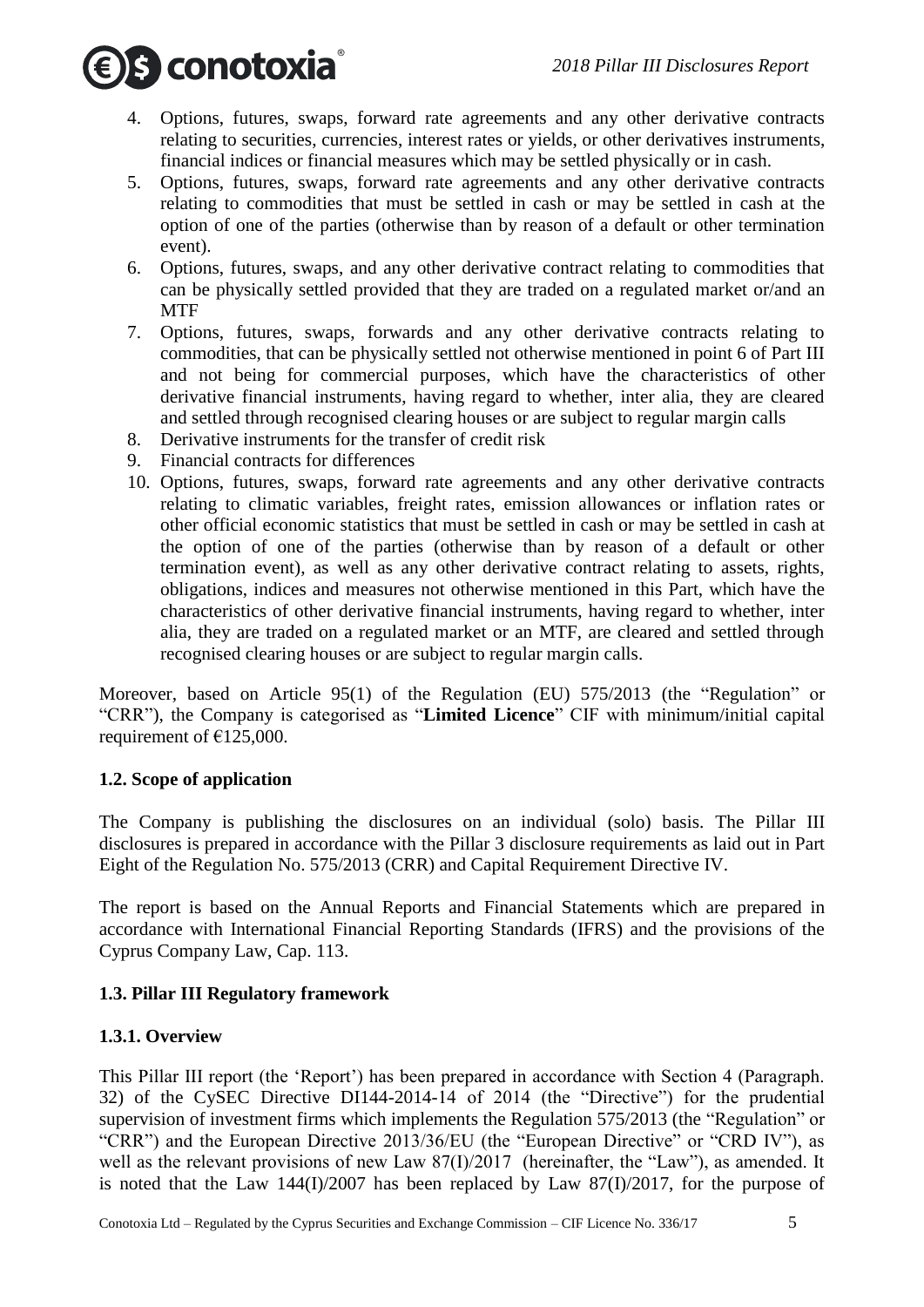4. Options, futures, swaps, forward rate agreements and any other derivative contracts relating to securities, currencies, interest rates or yields, or other derivatives instruments, financial indices or financial measures which may be settled physically or in cash.
5. Options, futures, swaps, forward rate agreements and any other derivative contracts relating to commodities that must be settled in cash or may be settled in cash at the option of one of the parties (otherwise than by reason of a default or other termination event).
6. Options, futures, swaps, and any other derivative contract relating to commodities that can be physically settled provided that they are traded on a regulated market or/and an MTF
7. Options, futures, swaps, forwards and any other derivative contracts relating to commodities, that can be physically settled not otherwise mentioned in point 6 of Part III and not being for commercial purposes, which have the characteristics of other derivative financial instruments, having regard to whether, inter alia, they are cleared and settled through recognised clearing houses or are subject to regular margin calls
8. Derivative instruments for the transfer of credit risk
9. Financial contracts for differences
10. Options, futures, swaps, forward rate agreements and any other derivative contracts relating to climatic variables, freight rates, emission allowances or inflation rates or other official economic statistics that must be settled in cash or may be settled in cash at the option of one of the parties (otherwise than by reason of a default or other termination event), as well as any other derivative contract relating to assets, rights, obligations, indices and measures not otherwise mentioned in this Part, which have the characteristics of other derivative financial instruments, having regard to whether, inter alia, they are traded on a regulated market or an MTF, are cleared and settled through recognised clearing houses or are subject to regular margin calls.

Moreover, based on Article 95(1) of the Regulation (EU) 575/2013 (the "Regulation" or "CRR"), the Company is categorised as "**Limited Licence**" CIF with minimum/initial capital requirement of €125,000.

### 1.2. Scope of application

The Company is publishing the disclosures on an individual (solo) basis. The Pillar III disclosures is prepared in accordance with the Pillar 3 disclosure requirements as laid out in Part Eight of the Regulation No. 575/2013 (CRR) and Capital Requirement Directive IV.

The report is based on the Annual Reports and Financial Statements which are prepared in accordance with International Financial Reporting Standards (IFRS) and the provisions of the Cyprus Company Law, Cap. 113.

### 1.3. Pillar III Regulatory framework

#### 1.3.1. Overview

This Pillar III report (the 'Report') has been prepared in accordance with Section 4 (Paragraph. 32) of the CySEC Directive DI144-2014-14 of 2014 (the "Directive") for the prudential supervision of investment firms which implements the Regulation 575/2013 (the "Regulation" or "CRR") and the European Directive 2013/36/EU (the "European Directive" or "CRD IV"), as well as the relevant provisions of new Law 87(I)/2017 (hereinafter, the "Law"), as amended. It is noted that the Law 144(I)/2007 has been replaced by Law 87(I)/2017, for the purpose of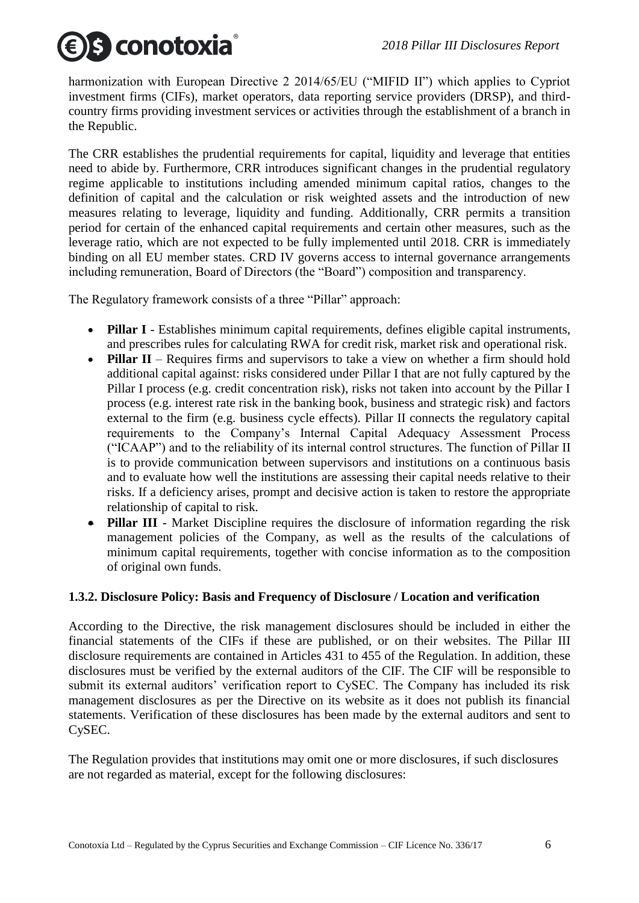harmonization with European Directive 2 2014/65/EU ("MIFID II") which applies to Cypriot investment firms (CIFs), market operators, data reporting service providers (DRSP), and third-country firms providing investment services or activities through the establishment of a branch in the Republic.

The CRR establishes the prudential requirements for capital, liquidity and leverage that entities need to abide by. Furthermore, CRR introduces significant changes in the prudential regulatory regime applicable to institutions including amended minimum capital ratios, changes to the definition of capital and the calculation or risk weighted assets and the introduction of new measures relating to leverage, liquidity and funding. Additionally, CRR permits a transition period for certain of the enhanced capital requirements and certain other measures, such as the leverage ratio, which are not expected to be fully implemented until 2018. CRR is immediately binding on all EU member states. CRD IV governs access to internal governance arrangements including remuneration, Board of Directors (the "Board") composition and transparency.

The Regulatory framework consists of a three "Pillar" approach:

- **Pillar I** - Establishes minimum capital requirements, defines eligible capital instruments, and prescribes rules for calculating RWA for credit risk, market risk and operational risk.
- **Pillar II** – Requires firms and supervisors to take a view on whether a firm should hold additional capital against: risks considered under Pillar I that are not fully captured by the Pillar I process (e.g. credit concentration risk), risks not taken into account by the Pillar I process (e.g. interest rate risk in the banking book, business and strategic risk) and factors external to the firm (e.g. business cycle effects). Pillar II connects the regulatory capital requirements to the Company's Internal Capital Adequacy Assessment Process ("ICAAP") and to the reliability of its internal control structures. The function of Pillar II is to provide communication between supervisors and institutions on a continuous basis and to evaluate how well the institutions are assessing their capital needs relative to their risks. If a deficiency arises, prompt and decisive action is taken to restore the appropriate relationship of capital to risk.
- **Pillar III** - Market Discipline requires the disclosure of information regarding the risk management policies of the Company, as well as the results of the calculations of minimum capital requirements, together with concise information as to the composition of original own funds.

### 1.3.2. Disclosure Policy: Basis and Frequency of Disclosure / Location and verification

According to the Directive, the risk management disclosures should be included in either the financial statements of the CIFs if these are published, or on their websites. The Pillar III disclosure requirements are contained in Articles 431 to 455 of the Regulation. In addition, these disclosures must be verified by the external auditors of the CIF. The CIF will be responsible to submit its external auditors' verification report to CySEC. The Company has included its risk management disclosures as per the Directive on its website as it does not publish its financial statements. Verification of these disclosures has been made by the external auditors and sent to CySEC.

The Regulation provides that institutions may omit one or more disclosures, if such disclosures are not regarded as material, except for the following disclosures: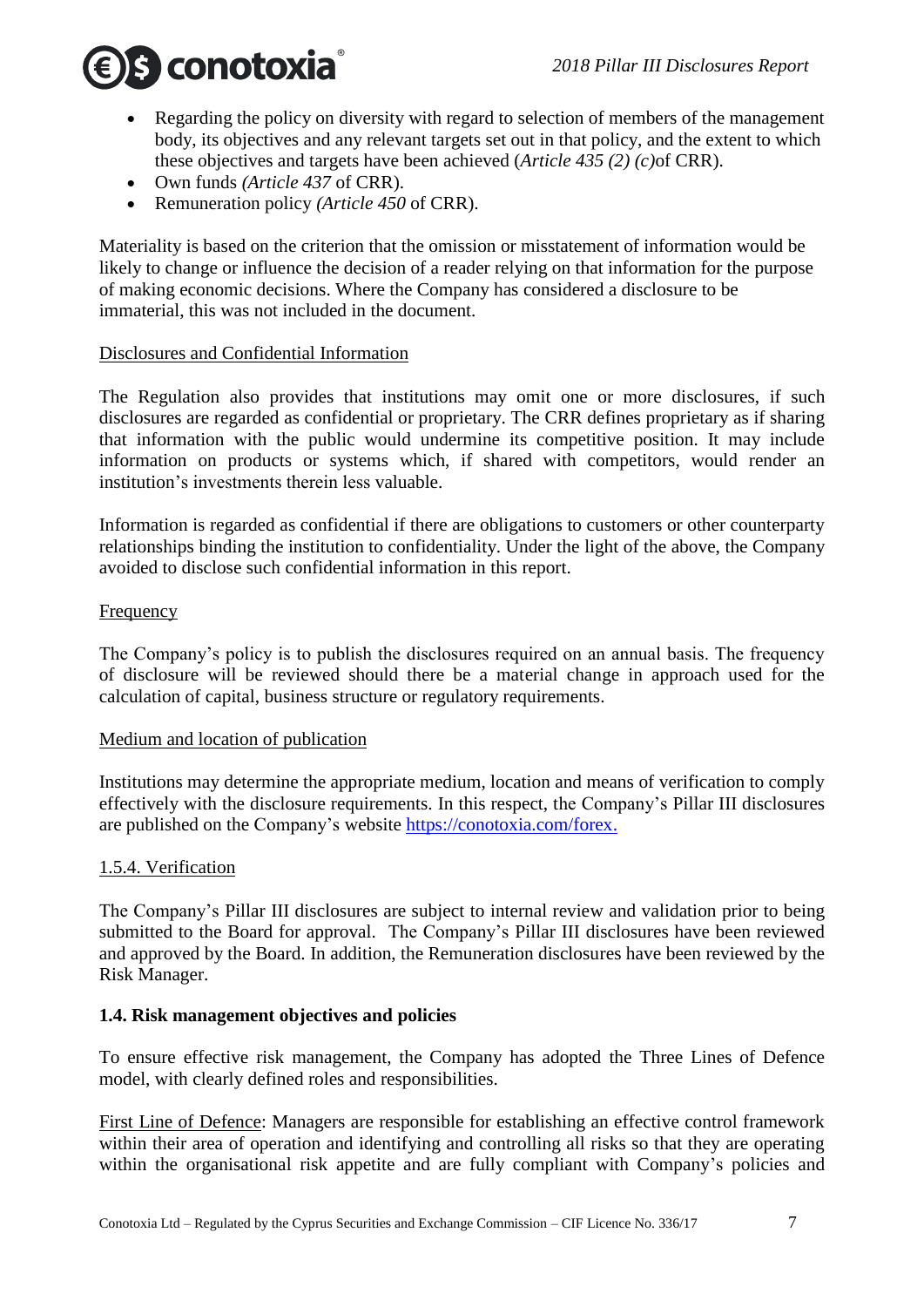- Regarding the policy on diversity with regard to selection of members of the management body, its objectives and any relevant targets set out in that policy, and the extent to which these objectives and targets have been achieved (*Article 435 (2) (c)*of CRR).
- Own funds *(Article 437* of CRR).
- Remuneration policy *(Article 450* of CRR).

Materiality is based on the criterion that the omission or misstatement of information would be likely to change or influence the decision of a reader relying on that information for the purpose of making economic decisions. Where the Company has considered a disclosure to be immaterial, this was not included in the document.

Disclosures and Confidential Information

The Regulation also provides that institutions may omit one or more disclosures, if such disclosures are regarded as confidential or proprietary. The CRR defines proprietary as if sharing that information with the public would undermine its competitive position. It may include information on products or systems which, if shared with competitors, would render an institution's investments therein less valuable.

Information is regarded as confidential if there are obligations to customers or other counterparty relationships binding the institution to confidentiality. Under the light of the above, the Company avoided to disclose such confidential information in this report.

Frequency

The Company's policy is to publish the disclosures required on an annual basis. The frequency of disclosure will be reviewed should there be a material change in approach used for the calculation of capital, business structure or regulatory requirements.

Medium and location of publication

Institutions may determine the appropriate medium, location and means of verification to comply effectively with the disclosure requirements. In this respect, the Company's Pillar III disclosures are published on the Company's website [https://conotoxia.com/forex.](https://conotoxia.com/forex)

1.5.4. Verification

The Company's Pillar III disclosures are subject to internal review and validation prior to being submitted to the Board for approval. The Company's Pillar III disclosures have been reviewed and approved by the Board. In addition, the Remuneration disclosures have been reviewed by the Risk Manager.

## 1.4. Risk management objectives and policies

To ensure effective risk management, the Company has adopted the Three Lines of Defence model, with clearly defined roles and responsibilities.

First Line of Defence: Managers are responsible for establishing an effective control framework within their area of operation and identifying and controlling all risks so that they are operating within the organisational risk appetite and are fully compliant with Company's policies and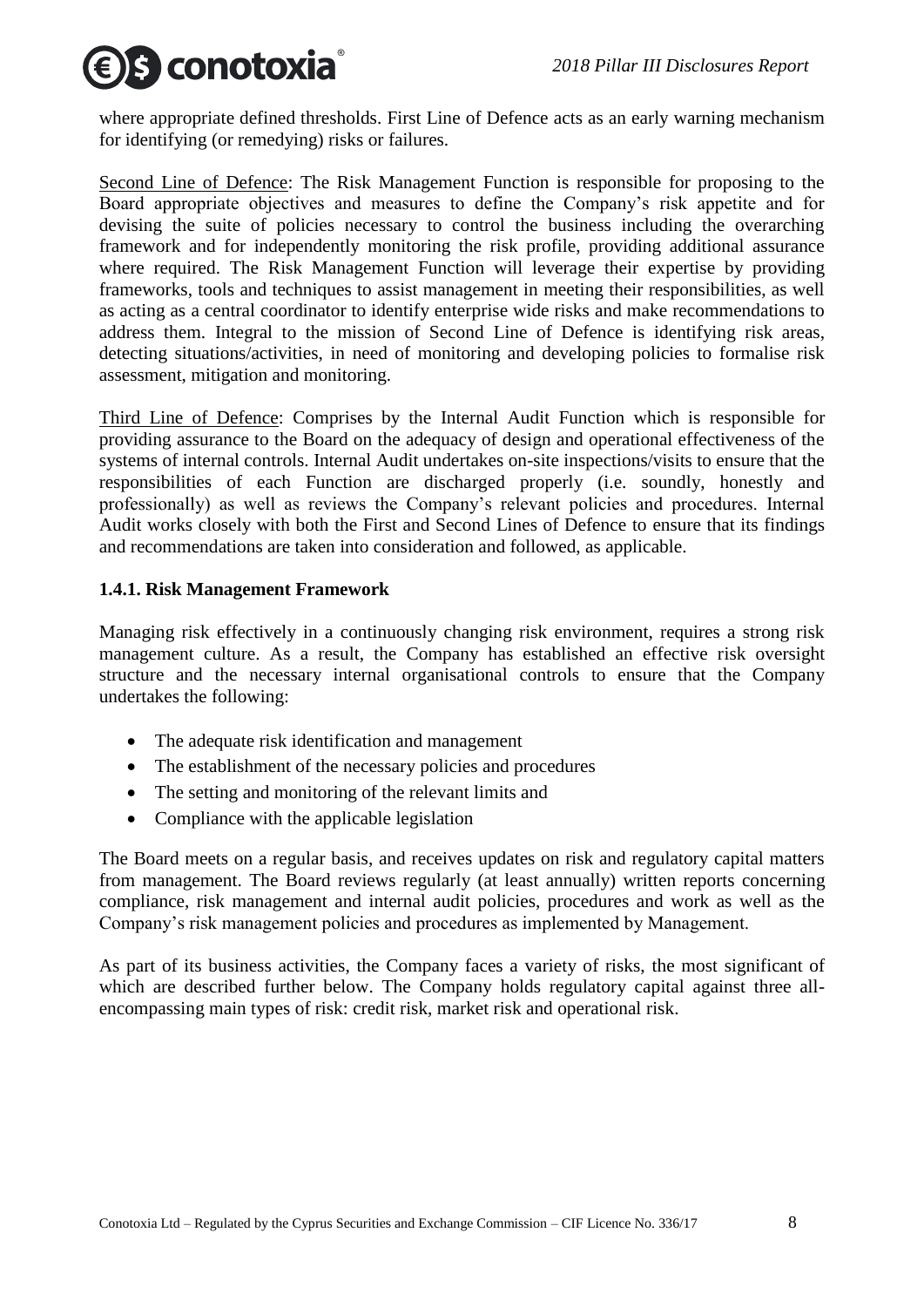where appropriate defined thresholds. First Line of Defence acts as an early warning mechanism for identifying (or remedying) risks or failures.

Second Line of Defence: The Risk Management Function is responsible for proposing to the Board appropriate objectives and measures to define the Company's risk appetite and for devising the suite of policies necessary to control the business including the overarching framework and for independently monitoring the risk profile, providing additional assurance where required. The Risk Management Function will leverage their expertise by providing frameworks, tools and techniques to assist management in meeting their responsibilities, as well as acting as a central coordinator to identify enterprise wide risks and make recommendations to address them. Integral to the mission of Second Line of Defence is identifying risk areas, detecting situations/activities, in need of monitoring and developing policies to formalise risk assessment, mitigation and monitoring.

Third Line of Defence: Comprises by the Internal Audit Function which is responsible for providing assurance to the Board on the adequacy of design and operational effectiveness of the systems of internal controls. Internal Audit undertakes on-site inspections/visits to ensure that the responsibilities of each Function are discharged properly (i.e. soundly, honestly and professionally) as well as reviews the Company's relevant policies and procedures. Internal Audit works closely with both the First and Second Lines of Defence to ensure that its findings and recommendations are taken into consideration and followed, as applicable.

### 1.4.1. Risk Management Framework

Managing risk effectively in a continuously changing risk environment, requires a strong risk management culture. As a result, the Company has established an effective risk oversight structure and the necessary internal organisational controls to ensure that the Company undertakes the following:

- The adequate risk identification and management
- The establishment of the necessary policies and procedures
- The setting and monitoring of the relevant limits and
- Compliance with the applicable legislation

The Board meets on a regular basis, and receives updates on risk and regulatory capital matters from management. The Board reviews regularly (at least annually) written reports concerning compliance, risk management and internal audit policies, procedures and work as well as the Company's risk management policies and procedures as implemented by Management.

As part of its business activities, the Company faces a variety of risks, the most significant of which are described further below. The Company holds regulatory capital against three all-encompassing main types of risk: credit risk, market risk and operational risk.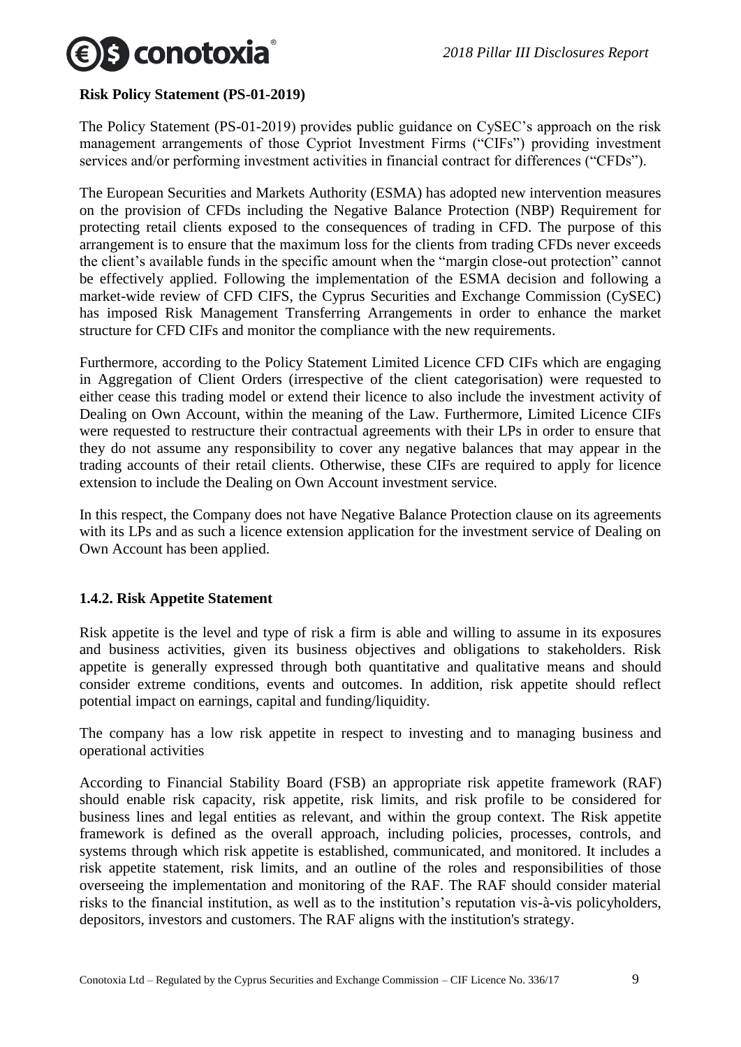**Risk Policy Statement (PS-01-2019)**

The Policy Statement (PS-01-2019) provides public guidance on CySEC's approach on the risk management arrangements of those Cypriot Investment Firms ("CIFs") providing investment services and/or performing investment activities in financial contract for differences ("CFDs").

The European Securities and Markets Authority (ESMA) has adopted new intervention measures on the provision of CFDs including the Negative Balance Protection (NBP) Requirement for protecting retail clients exposed to the consequences of trading in CFD. The purpose of this arrangement is to ensure that the maximum loss for the clients from trading CFDs never exceeds the client's available funds in the specific amount when the "margin close-out protection" cannot be effectively applied. Following the implementation of the ESMA decision and following a market-wide review of CFD CIFS, the Cyprus Securities and Exchange Commission (CySEC) has imposed Risk Management Transferring Arrangements in order to enhance the market structure for CFD CIFs and monitor the compliance with the new requirements.

Furthermore, according to the Policy Statement Limited Licence CFD CIFs which are engaging in Aggregation of Client Orders (irrespective of the client categorisation) were requested to either cease this trading model or extend their licence to also include the investment activity of Dealing on Own Account, within the meaning of the Law. Furthermore, Limited Licence CIFs were requested to restructure their contractual agreements with their LPs in order to ensure that they do not assume any responsibility to cover any negative balances that may appear in the trading accounts of their retail clients. Otherwise, these CIFs are required to apply for licence extension to include the Dealing on Own Account investment service.

In this respect, the Company does not have Negative Balance Protection clause on its agreements with its LPs and as such a licence extension application for the investment service of Dealing on Own Account has been applied.

### 1.4.2. Risk Appetite Statement

Risk appetite is the level and type of risk a firm is able and willing to assume in its exposures and business activities, given its business objectives and obligations to stakeholders. Risk appetite is generally expressed through both quantitative and qualitative means and should consider extreme conditions, events and outcomes. In addition, risk appetite should reflect potential impact on earnings, capital and funding/liquidity.

The company has a low risk appetite in respect to investing and to managing business and operational activities

According to Financial Stability Board (FSB) an appropriate risk appetite framework (RAF) should enable risk capacity, risk appetite, risk limits, and risk profile to be considered for business lines and legal entities as relevant, and within the group context. The Risk appetite framework is defined as the overall approach, including policies, processes, controls, and systems through which risk appetite is established, communicated, and monitored. It includes a risk appetite statement, risk limits, and an outline of the roles and responsibilities of those overseeing the implementation and monitoring of the RAF. The RAF should consider material risks to the financial institution, as well as to the institution's reputation vis-à-vis policyholders, depositors, investors and customers. The RAF aligns with the institution's strategy.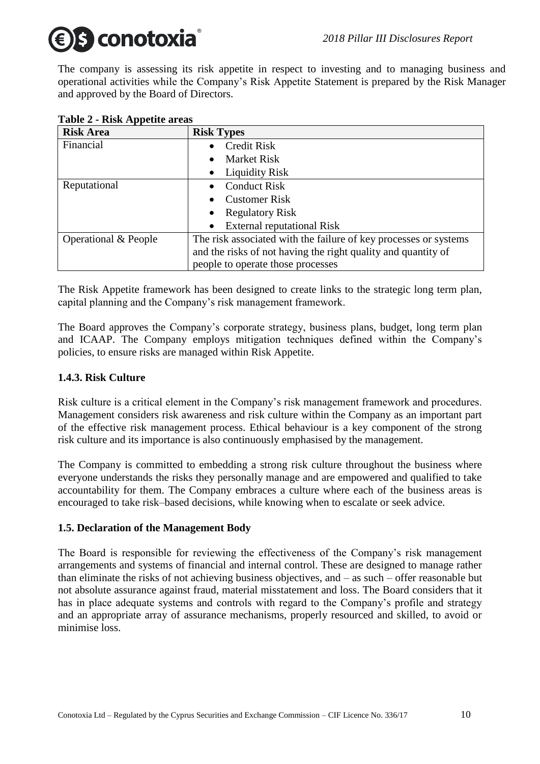The company is assessing its risk appetite in respect to investing and to managing business and operational activities while the Company's Risk Appetite Statement is prepared by the Risk Manager and approved by the Board of Directors.

**Table 2 - Risk Appetite areas**

| Risk Area | Risk Types |
|---|---|
| Financial | • Credit Risk<br>• Market Risk<br>• Liquidity Risk |
| Reputational | • Conduct Risk<br>• Customer Risk<br>• Regulatory Risk<br>• External reputational Risk |
| Operational & People | The risk associated with the failure of key processes or systems and the risks of not having the right quality and quantity of people to operate those processes |

The Risk Appetite framework has been designed to create links to the strategic long term plan, capital planning and the Company's risk management framework.

The Board approves the Company's corporate strategy, business plans, budget, long term plan and ICAAP. The Company employs mitigation techniques defined within the Company's policies, to ensure risks are managed within Risk Appetite.

### 1.4.3. Risk Culture

Risk culture is a critical element in the Company's risk management framework and procedures. Management considers risk awareness and risk culture within the Company as an important part of the effective risk management process. Ethical behaviour is a key component of the strong risk culture and its importance is also continuously emphasised by the management.

The Company is committed to embedding a strong risk culture throughout the business where everyone understands the risks they personally manage and are empowered and qualified to take accountability for them. The Company embraces a culture where each of the business areas is encouraged to take risk–based decisions, while knowing when to escalate or seek advice.

### 1.5. Declaration of the Management Body

The Board is responsible for reviewing the effectiveness of the Company's risk management arrangements and systems of financial and internal control. These are designed to manage rather than eliminate the risks of not achieving business objectives, and – as such – offer reasonable but not absolute assurance against fraud, material misstatement and loss. The Board considers that it has in place adequate systems and controls with regard to the Company's profile and strategy and an appropriate array of assurance mechanisms, properly resourced and skilled, to avoid or minimise loss.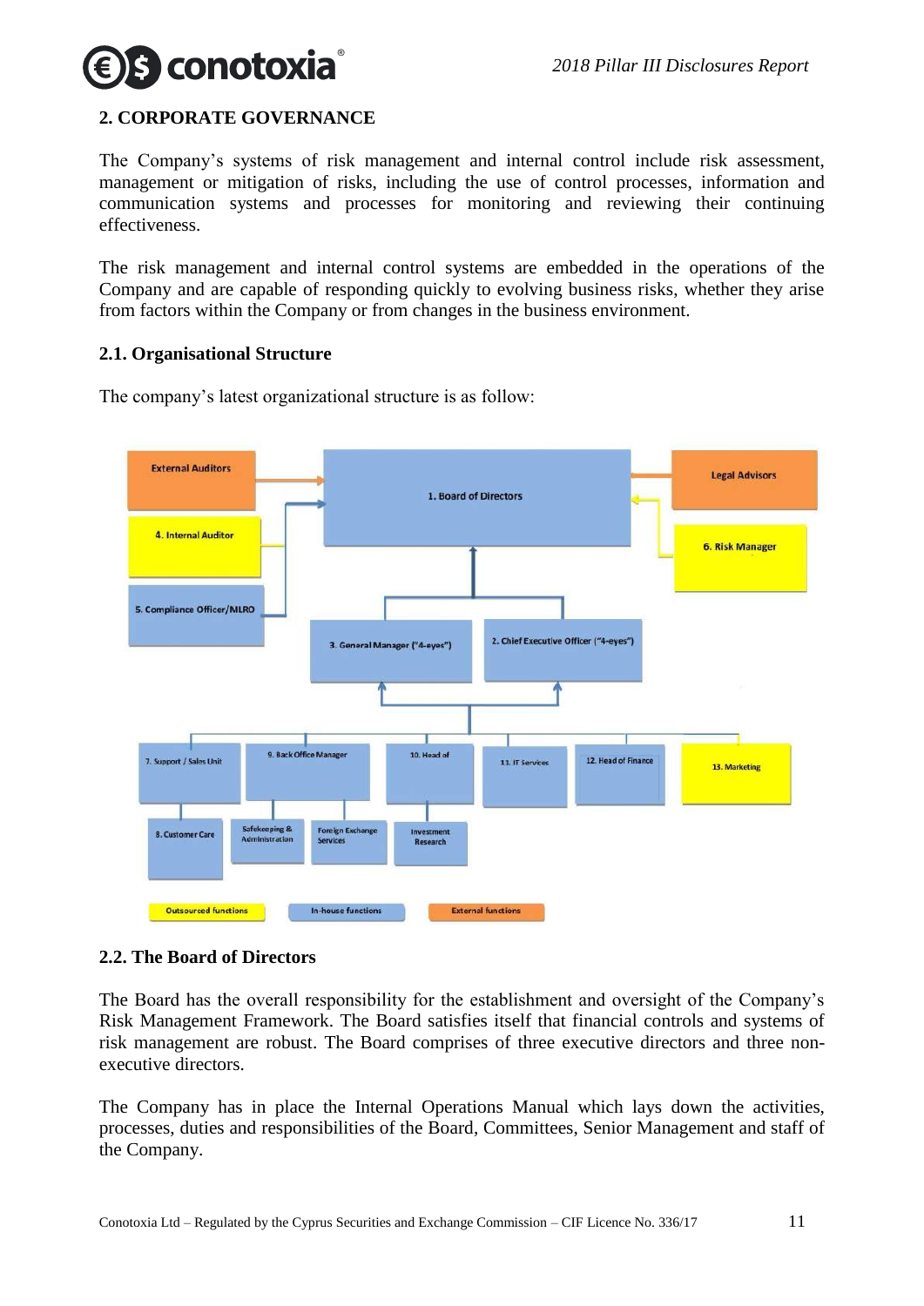## 2. CORPORATE GOVERNANCE

The Company's systems of risk management and internal control include risk assessment, management or mitigation of risks, including the use of control processes, information and communication systems and processes for monitoring and reviewing their continuing effectiveness.

The risk management and internal control systems are embedded in the operations of the Company and are capable of responding quickly to evolving business risks, whether they arise from factors within the Company or from changes in the business environment.

### 2.1. Organisational Structure

The company's latest organizational structure is as follow:

External Auditors | 1. Board of Directors | Legal Advisors

4. Internal Auditor | 6. Risk Manager

5. Compliance Officer/MLRO

3. General Manager ("4-eyes") | 2. Chief Executive Officer ("4-eyes")

7. Support / Sales Unit | 9. Back Office Manager | 10. Head of | 11. IT Services | 12. Head of Finance | 13. Marketing

8. Customer Care | Safekeeping & Administration | Foreign Exchange Services | Investment Research

Outsourced functions | In-house functions | External functions

### 2.2. The Board of Directors

The Board has the overall responsibility for the establishment and oversight of the Company's Risk Management Framework. The Board satisfies itself that financial controls and systems of risk management are robust. The Board comprises of three executive directors and three non-executive directors.

The Company has in place the Internal Operations Manual which lays down the activities, processes, duties and responsibilities of the Board, Committees, Senior Management and staff of the Company.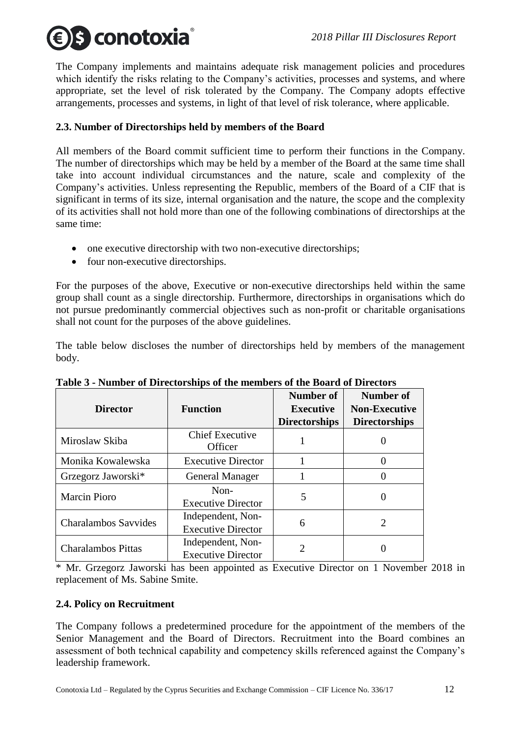The Company implements and maintains adequate risk management policies and procedures which identify the risks relating to the Company's activities, processes and systems, and where appropriate, set the level of risk tolerated by the Company. The Company adopts effective arrangements, processes and systems, in light of that level of risk tolerance, where applicable.

### 2.3. Number of Directorships held by members of the Board

All members of the Board commit sufficient time to perform their functions in the Company. The number of directorships which may be held by a member of the Board at the same time shall take into account individual circumstances and the nature, scale and complexity of the Company's activities. Unless representing the Republic, members of the Board of a CIF that is significant in terms of its size, internal organisation and the nature, the scope and the complexity of its activities shall not hold more than one of the following combinations of directorships at the same time:

- one executive directorship with two non-executive directorships;
- four non-executive directorships.

For the purposes of the above, Executive or non-executive directorships held within the same group shall count as a single directorship. Furthermore, directorships in organisations which do not pursue predominantly commercial objectives such as non-profit or charitable organisations shall not count for the purposes of the above guidelines.

The table below discloses the number of directorships held by members of the management body.

**Table 3 - Number of Directorships of the members of the Board of Directors**

| Director | Function | Number of Executive Directorships | Number of Non-Executive Directorships |
|---|---|---|---|
| Miroslaw Skiba | Chief Executive Officer | 1 | 0 |
| Monika Kowalewska | Executive Director | 1 | 0 |
| Grzegorz Jaworski* | General Manager | 1 | 0 |
| Marcin Pioro | Non-Executive Director | 5 | 0 |
| Charalambos Savvides | Independent, Non-Executive Director | 6 | 2 |
| Charalambos Pittas | Independent, Non-Executive Director | 2 | 0 |

\* Mr. Grzegorz Jaworski has been appointed as Executive Director on 1 November 2018 in replacement of Ms. Sabine Smite.

### 2.4. Policy on Recruitment

The Company follows a predetermined procedure for the appointment of the members of the Senior Management and the Board of Directors. Recruitment into the Board combines an assessment of both technical capability and competency skills referenced against the Company's leadership framework.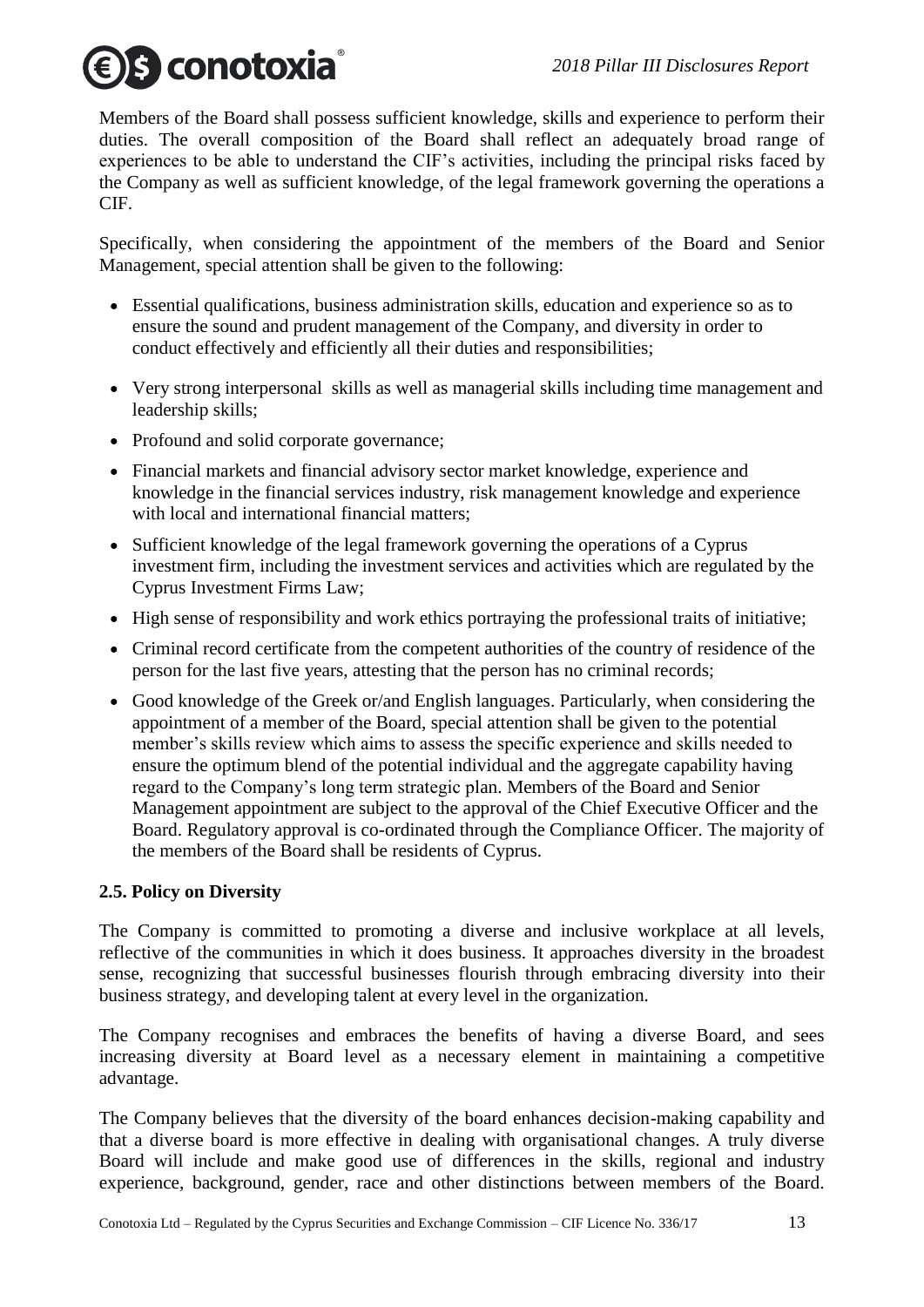Members of the Board shall possess sufficient knowledge, skills and experience to perform their duties. The overall composition of the Board shall reflect an adequately broad range of experiences to be able to understand the CIF's activities, including the principal risks faced by the Company as well as sufficient knowledge, of the legal framework governing the operations a CIF.

Specifically, when considering the appointment of the members of the Board and Senior Management, special attention shall be given to the following:

- Essential qualifications, business administration skills, education and experience so as to ensure the sound and prudent management of the Company, and diversity in order to conduct effectively and efficiently all their duties and responsibilities;
- Very strong interpersonal skills as well as managerial skills including time management and leadership skills;
- Profound and solid corporate governance;
- Financial markets and financial advisory sector market knowledge, experience and knowledge in the financial services industry, risk management knowledge and experience with local and international financial matters;
- Sufficient knowledge of the legal framework governing the operations of a Cyprus investment firm, including the investment services and activities which are regulated by the Cyprus Investment Firms Law;
- High sense of responsibility and work ethics portraying the professional traits of initiative;
- Criminal record certificate from the competent authorities of the country of residence of the person for the last five years, attesting that the person has no criminal records;
- Good knowledge of the Greek or/and English languages. Particularly, when considering the appointment of a member of the Board, special attention shall be given to the potential member's skills review which aims to assess the specific experience and skills needed to ensure the optimum blend of the potential individual and the aggregate capability having regard to the Company's long term strategic plan. Members of the Board and Senior Management appointment are subject to the approval of the Chief Executive Officer and the Board. Regulatory approval is co-ordinated through the Compliance Officer. The majority of the members of the Board shall residents of Cyprus.

## 2.5. Policy on Diversity

The Company is committed to promoting a diverse and inclusive workplace at all levels, reflective of the communities in which it does business. It approaches diversity in the broadest sense, recognizing that successful businesses flourish through embracing diversity into their business strategy, and developing talent at every level in the organization.

The Company recognises and embraces the benefits of having a diverse Board, and sees increasing diversity at Board level as a necessary element in maintaining a competitive advantage.

The Company believes that the diversity of the board enhances decision-making capability and that a diverse board is more effective in dealing with organisational changes. A truly diverse Board will include and make good use of differences in the skills, regional and industry experience, background, gender, race and other distinctions between members of the Board.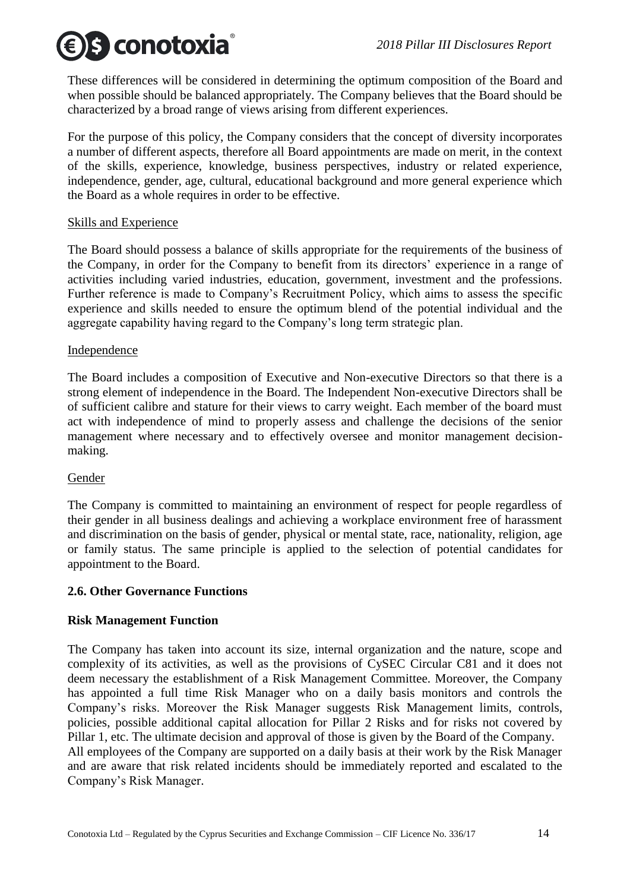These differences will be considered in determining the optimum composition of the Board and when possible should be balanced appropriately. The Company believes that the Board should be characterized by a broad range of views arising from different experiences.

For the purpose of this policy, the Company considers that the concept of diversity incorporates a number of different aspects, therefore all Board appointments are made on merit, in the context of the skills, experience, knowledge, business perspectives, industry or related experience, independence, gender, age, cultural, educational background and more general experience which the Board as a whole requires in order to be effective.

Skills and Experience

The Board should possess a balance of skills appropriate for the requirements of the business of the Company, in order for the Company to benefit from its directors' experience in a range of activities including varied industries, education, government, investment and the professions. Further reference is made to Company's Recruitment Policy, which aims to assess the specific experience and skills needed to ensure the optimum blend of the potential individual and the aggregate capability having regard to the Company's long term strategic plan.

Independence

The Board includes a composition of Executive and Non-executive Directors so that there is a strong element of independence in the Board. The Independent Non-executive Directors shall be of sufficient calibre and stature for their views to carry weight. Each member of the board must act with independence of mind to properly assess and challenge the decisions of the senior management where necessary and to effectively oversee and monitor management decision-making.

Gender

The Company is committed to maintaining an environment of respect for people regardless of their gender in all business dealings and achieving a workplace environment free of harassment and discrimination on the basis of gender, physical or mental state, race, nationality, religion, age or family status. The same principle is applied to the selection of potential candidates for appointment to the Board.

## 2.6. Other Governance Functions

### Risk Management Function

The Company has taken into account its size, internal organization and the nature, scope and complexity of its activities, as well as the provisions of CySEC Circular C81 and it does not deem necessary the establishment of a Risk Management Committee. Moreover, the Company has appointed a full time Risk Manager who on a daily basis monitors and controls the Company's risks. Moreover the Risk Manager suggests Risk Management limits, controls, policies, possible additional capital allocation for Pillar 2 Risks and for risks not covered by Pillar 1, etc. The ultimate decision and approval of those is given by the Board of the Company. All employees of the Company are supported on a daily basis at their work by the Risk Manager and are aware that risk related incidents should be immediately reported and escalated to the Company's Risk Manager.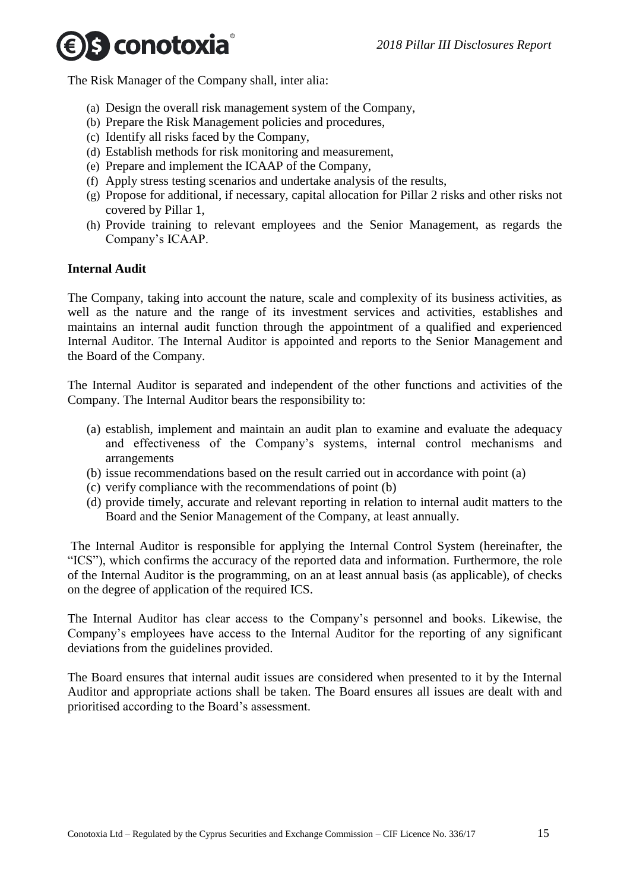The Risk Manager of the Company shall, inter alia:

(a) Design the overall risk management system of the Company,
(b) Prepare the Risk Management policies and procedures,
(c) Identify all risks faced by the Company,
(d) Establish methods for risk monitoring and measurement,
(e) Prepare and implement the ICAAP of the Company,
(f) Apply stress testing scenarios and undertake analysis of the results,
(g) Propose for additional, if necessary, capital allocation for Pillar 2 risks and other risks not covered by Pillar 1,
(h) Provide training to relevant employees and the Senior Management, as regards the Company's ICAAP.

**Internal Audit**

The Company, taking into account the nature, scale and complexity of its business activities, as well as the nature and the range of its investment services and activities, establishes and maintains an internal audit function through the appointment of a qualified and experienced Internal Auditor. The Internal Auditor is appointed and reports to the Senior Management and the Board of the Company.

The Internal Auditor is separated and independent of the other functions and activities of the Company. The Internal Auditor bears the responsibility to:

(a) establish, implement and maintain an audit plan to examine and evaluate the adequacy and effectiveness of the Company's systems, internal control mechanisms and arrangements
(b) issue recommendations based on the result carried out in accordance with point (a)
(c) verify compliance with the recommendations of point (b)
(d) provide timely, accurate and relevant reporting in relation to internal audit matters to the Board and the Senior Management of the Company, at least annually.

The Internal Auditor is responsible for applying the Internal Control System (hereinafter, the "ICS"), which confirms the accuracy of the reported data and information. Furthermore, the role of the Internal Auditor is the programming, on an at least annual basis (as applicable), of checks on the degree of application of the required ICS.

The Internal Auditor has clear access to the Company's personnel and books. Likewise, the Company's employees have access to the Internal Auditor for the reporting of any significant deviations from the guidelines provided.

The Board ensures that internal audit issues are considered when presented to it by the Internal Auditor and appropriate actions shall be taken. The Board ensures all issues are dealt with and prioritised according to the Board's assessment.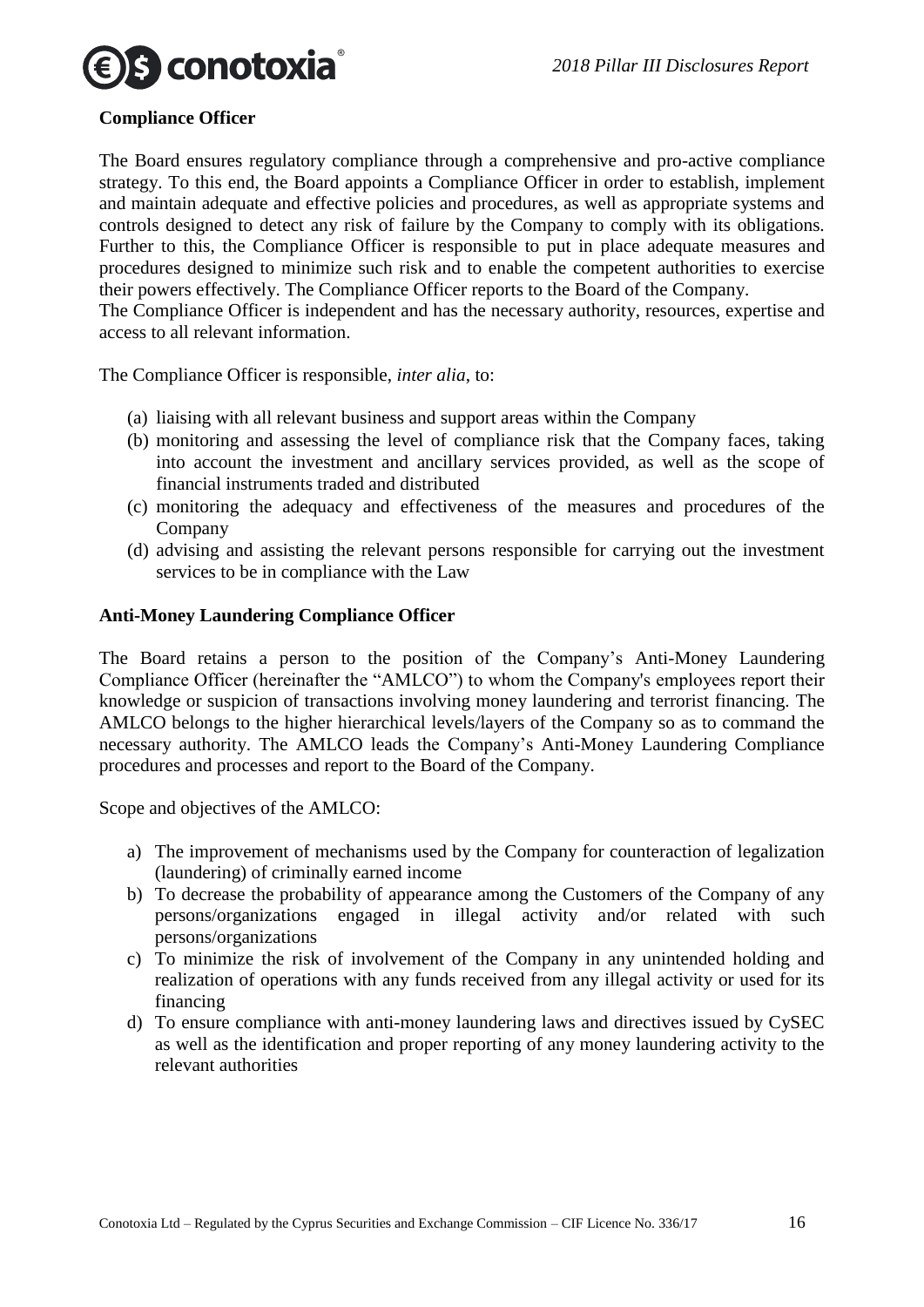**Compliance Officer**

The Board ensures regulatory compliance through a comprehensive and pro-active compliance strategy. To this end, the Board appoints a Compliance Officer in order to establish, implement and maintain adequate and effective policies and procedures, as well as appropriate systems and controls designed to detect any risk of failure by the Company to comply with its obligations. Further to this, the Compliance Officer is responsible to put in place adequate measures and procedures designed to minimize such risk and to enable the competent authorities to exercise their powers effectively. The Compliance Officer reports to the Board of the Company.
The Compliance Officer is independent and has the necessary authority, resources, expertise and access to all relevant information.

The Compliance Officer is responsible, *inter alia*, to:

(a) liaising with all relevant business and support areas within the Company
(b) monitoring and assessing the level of compliance risk that the Company faces, taking into account the investment and ancillary services provided, as well as the scope of financial instruments traded and distributed
(c) monitoring the adequacy and effectiveness of the measures and procedures of the Company
(d) advising and assisting the relevant persons responsible for carrying out the investment services to be in compliance with the Law

**Anti-Money Laundering Compliance Officer**

The Board retains a person to the position of the Company's Anti-Money Laundering Compliance Officer (hereinafter the "AMLCO") to whom the Company's employees report their knowledge or suspicion of transactions involving money laundering and terrorist financing. The AMLCO belongs to the higher hierarchical levels/layers of the Company so as to command the necessary authority. The AMLCO leads the Company's Anti-Money Laundering Compliance procedures and processes and report to the Board of the Company.

Scope and objectives of the AMLCO:

a) The improvement of mechanisms used by the Company for counteraction of legalization (laundering) of criminally earned income
b) To decrease the probability of appearance among the Customers of the Company of any persons/organizations engaged in illegal activity and/or related with such persons/organizations
c) To minimize the risk of involvement of the Company in any unintended holding and realization of operations with any funds received from any illegal activity or used for its financing
d) To ensure compliance with anti-money laundering laws and directives issued by CySEC as well as the identification and proper reporting of any money laundering activity to the relevant authorities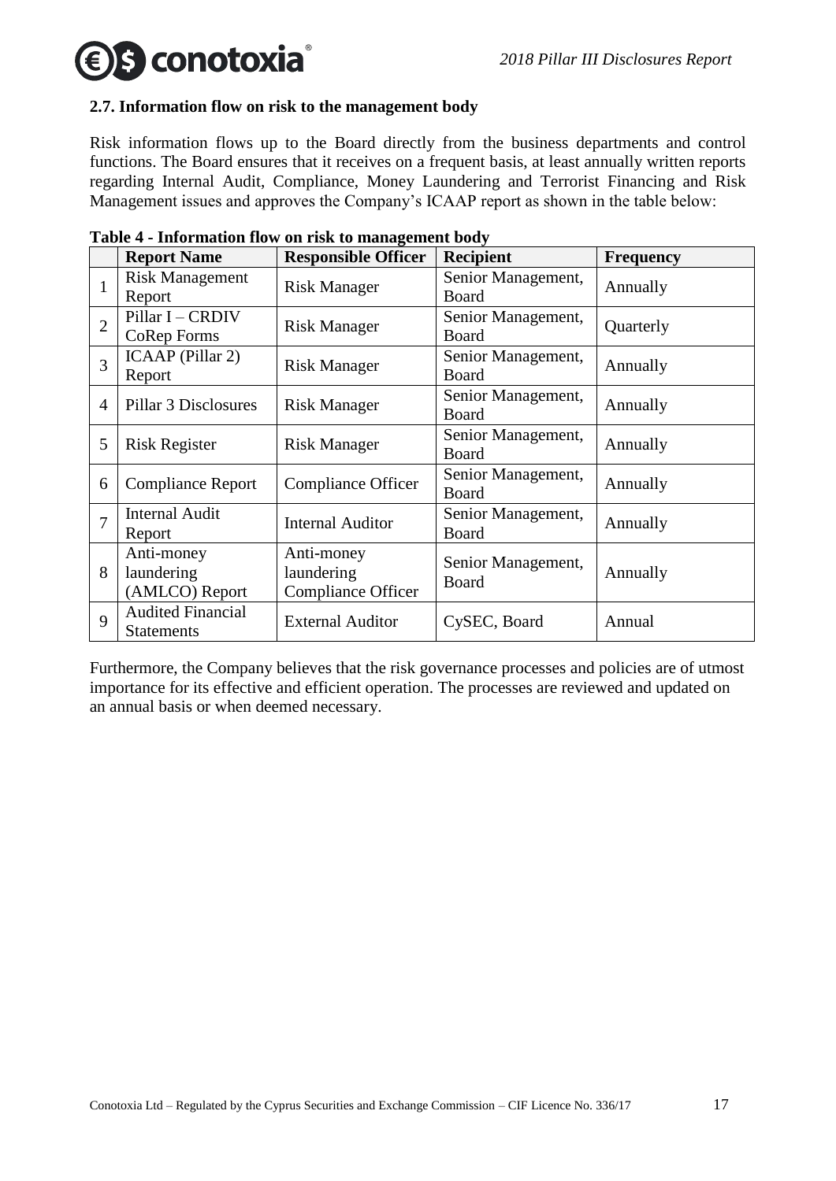### 2.7. Information flow on risk to the management body

Risk information flows up to the Board directly from the business departments and control functions. The Board ensures that it receives on a frequent basis, at least annually written reports regarding Internal Audit, Compliance, Money Laundering and Terrorist Financing and Risk Management issues and approves the Company's ICAAP report as shown in the table below:

**Table 4 - Information flow on risk to management body**

| | Report Name | Responsible Officer | Recipient | Frequency |
|---|---|---|---|---|
| 1 | Risk Management Report | Risk Manager | Senior Management, Board | Annually |
| 2 | Pillar I – CRDIV CoRep Forms | Risk Manager | Senior Management, Board | Quarterly |
| 3 | ICAAP (Pillar 2) Report | Risk Manager | Senior Management, Board | Annually |
| 4 | Pillar 3 Disclosures | Risk Manager | Senior Management, Board | Annually |
| 5 | Risk Register | Risk Manager | Senior Management, Board | Annually |
| 6 | Compliance Report | Compliance Officer | Senior Management, Board | Annually |
| 7 | Internal Audit Report | Internal Auditor | Senior Management, Board | Annually |
| 8 | Anti-money laundering (AMLCO) Report | Anti-money laundering Compliance Officer | Senior Management, Board | Annually |
| 9 | Audited Financial Statements | External Auditor | CySEC, Board | Annual |

Furthermore, the Company believes that the risk governance processes and policies are of utmost importance for its effective and efficient operation. The processes are reviewed and updated on an annual basis or when deemed necessary.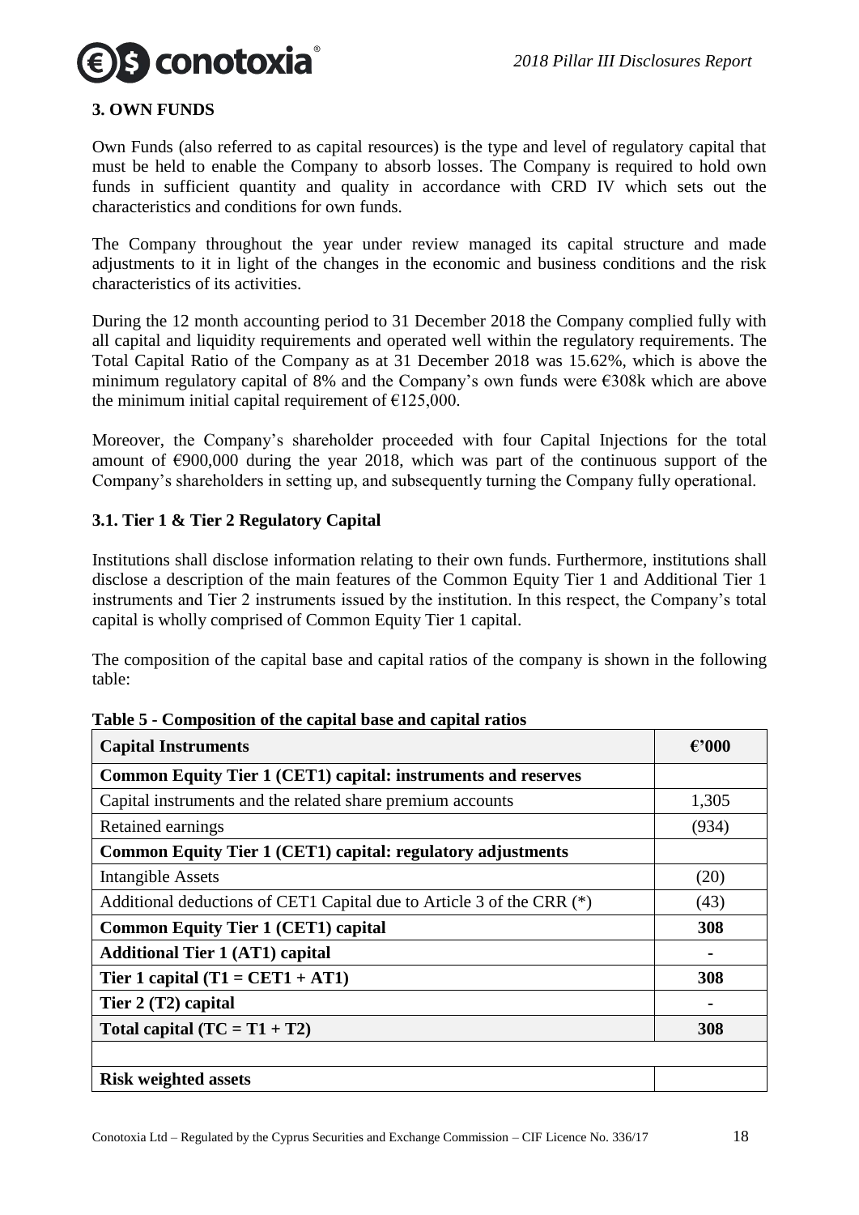## 3. OWN FUNDS

Own Funds (also referred to as capital resources) is the type and level of regulatory capital that must be held to enable the Company to absorb losses. The Company is required to hold own funds in sufficient quantity and quality in accordance with CRD IV which sets out the characteristics and conditions for own funds.

The Company throughout the year under review managed its capital structure and made adjustments to it in light of the changes in the economic and business conditions and the risk characteristics of its activities.

During the 12 month accounting period to 31 December 2018 the Company complied fully with all capital and liquidity requirements and operated well within the regulatory requirements. The Total Capital Ratio of the Company as at 31 December 2018 was 15.62%, which is above the minimum regulatory capital of 8% and the Company's own funds were €308k which are above the minimum initial capital requirement of €125,000.

Moreover, the Company's shareholder proceeded with four Capital Injections for the total amount of €900,000 during the year 2018, which was part of the continuous support of the Company's shareholders in setting up, and subsequently turning the Company fully operational.

### 3.1. Tier 1 & Tier 2 Regulatory Capital

Institutions shall disclose information relating to their own funds. Furthermore, institutions shall disclose a description of the main features of the Common Equity Tier 1 and Additional Tier 1 instruments and Tier 2 instruments issued by the institution. In this respect, the Company's total capital is wholly comprised of Common Equity Tier 1 capital.

The composition of the capital base and capital ratios of the company is shown in the following table:

**Table 5 - Composition of the capital base and capital ratios**

| Capital Instruments | €'000 |
|---|---|
| **Common Equity Tier 1 (CET1) capital: instruments and reserves** | |
| Capital instruments and the related share premium accounts | 1,305 |
| Retained earnings | (934) |
| **Common Equity Tier 1 (CET1) capital: regulatory adjustments** | |
| Intangible Assets | (20) |
| Additional deductions of CET1 Capital due to Article 3 of the CRR (*) | (43) |
| **Common Equity Tier 1 (CET1) capital** | **308** |
| **Additional Tier 1 (AT1) capital** | **-** |
| **Tier 1 capital (T1 = CET1 + AT1)** | **308** |
| **Tier 2 (T2) capital** | **-** |
| **Total capital (TC = T1 + T2)** | **308** |
| | |
| **Risk weighted assets** | |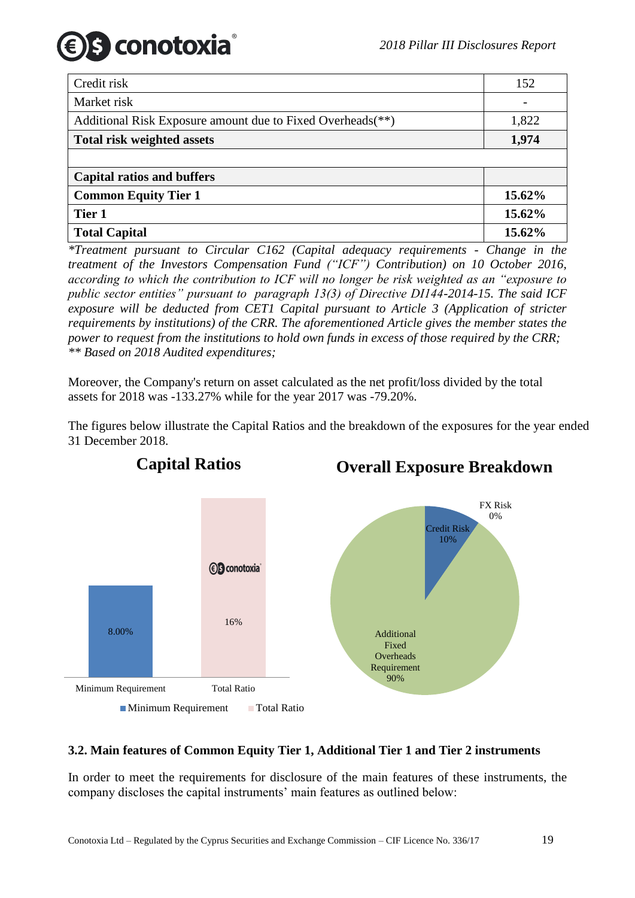| Credit risk | 152 |
|---|---|
| Market risk | - |
| Additional Risk Exposure amount due to Fixed Overheads(**) | 1,822 |
| **Total risk weighted assets** | **1,974** |
| | |
| **Capital ratios and buffers** | |
| **Common Equity Tier 1** | **15.62%** |
| **Tier 1** | **15.62%** |
| **Total Capital** | **15.62%** |

*\*Treatment pursuant to Circular C162 (Capital adequacy requirements - Change in the treatment of the Investors Compensation Fund ("ICF") Contribution) on 10 October 2016, according to which the contribution to ICF will no longer be risk weighted as an "exposure to public sector entities" pursuant to paragraph 13(3) of Directive DI144-2014-15. The said ICF exposure will be deducted from CET1 Capital pursuant to Article 3 (Application of stricter requirements by institutions) of the CRR. The aforementioned Article gives the member states the power to request from the institutions to hold own funds in excess of those required by the CRR;*
*\*\* Based on 2018 Audited expenditures;*

Moreover, the Company's return on asset calculated as the net profit/loss divided by the total assets for 2018 was -133.27% while for the year 2017 was -79.20%.

The figures below illustrate the Capital Ratios and the breakdown of the exposures for the year ended 31 December 2018.

**Capital Ratios**

| | Ratio |
|---|---|
| Minimum Requirement | 8.00% |
| Total Ratio | 16% |

**Overall Exposure Breakdown**

| Exposure | Share |
|---|---|
| FX Risk | 0% |
| Credit Risk | 10% |
| Additional Fixed Overheads Requirement | 90% |

### 3.2. Main features of Common Equity Tier 1, Additional Tier 1 and Tier 2 instruments

In order to meet the requirements for disclosure of the main features of these instruments, the company discloses the capital instruments' main features as outlined below: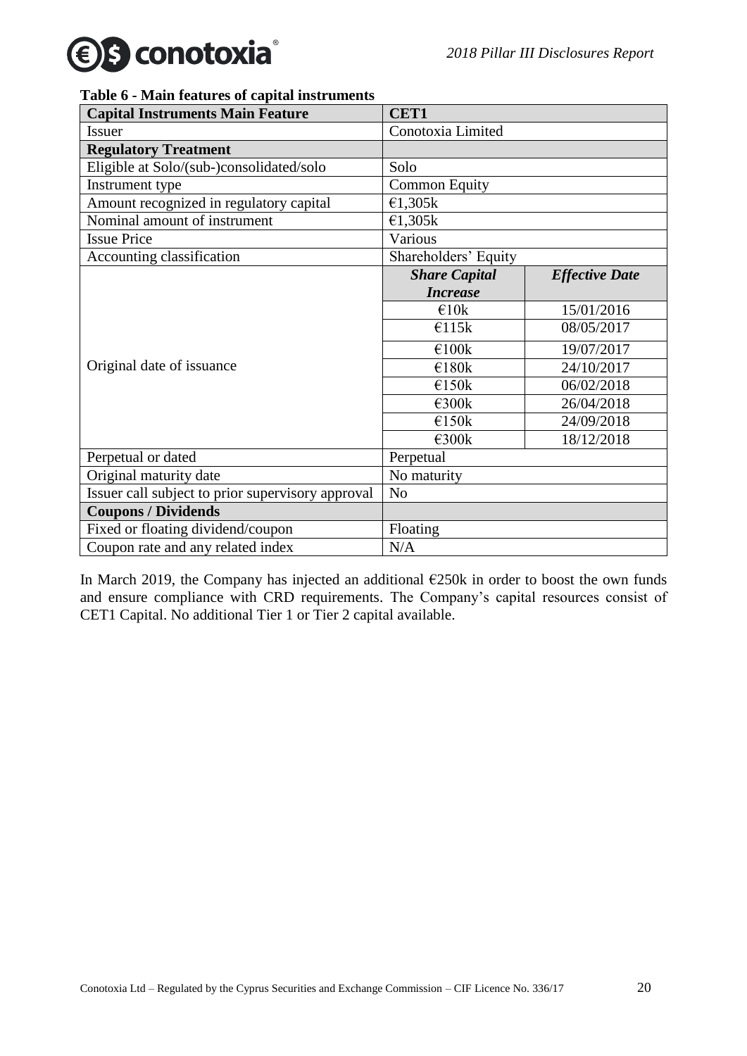**Table 6 - Main features of capital instruments**

| Capital Instruments Main Feature | CET1 | |
|---|---|---|
| Issuer | Conotoxia Limited | |
| **Regulatory Treatment** | | |
| Eligible at Solo/(sub-)consolidated/solo | Solo | |
| Instrument type | Common Equity | |
| Amount recognized in regulatory capital | €1,305k | |
| Nominal amount of instrument | €1,305k | |
| Issue Price | Various | |
| Accounting classification | Shareholders' Equity | |
| Original date of issuance | ***Share Capital Increase*** | ***Effective Date*** |
| | €10k | 15/01/2016 |
| | €115k | 08/05/2017 |
| | €100k | 19/07/2017 |
| | €180k | 24/10/2017 |
| | €150k | 06/02/2018 |
| | €300k | 26/04/2018 |
| | €150k | 24/09/2018 |
| | €300k | 18/12/2018 |
| Perpetual or dated | Perpetual | |
| Original maturity date | No maturity | |
| Issuer call subject to prior supervisory approval | No | |
| **Coupons / Dividends** | | |
| Fixed or floating dividend/coupon | Floating | |
| Coupon rate and any related index | N/A | |

In March 2019, the Company has injected an additional €250k in order to boost the own funds and ensure compliance with CRD requirements. The Company's capital resources consist of CET1 Capital. No additional Tier 1 or Tier 2 capital available.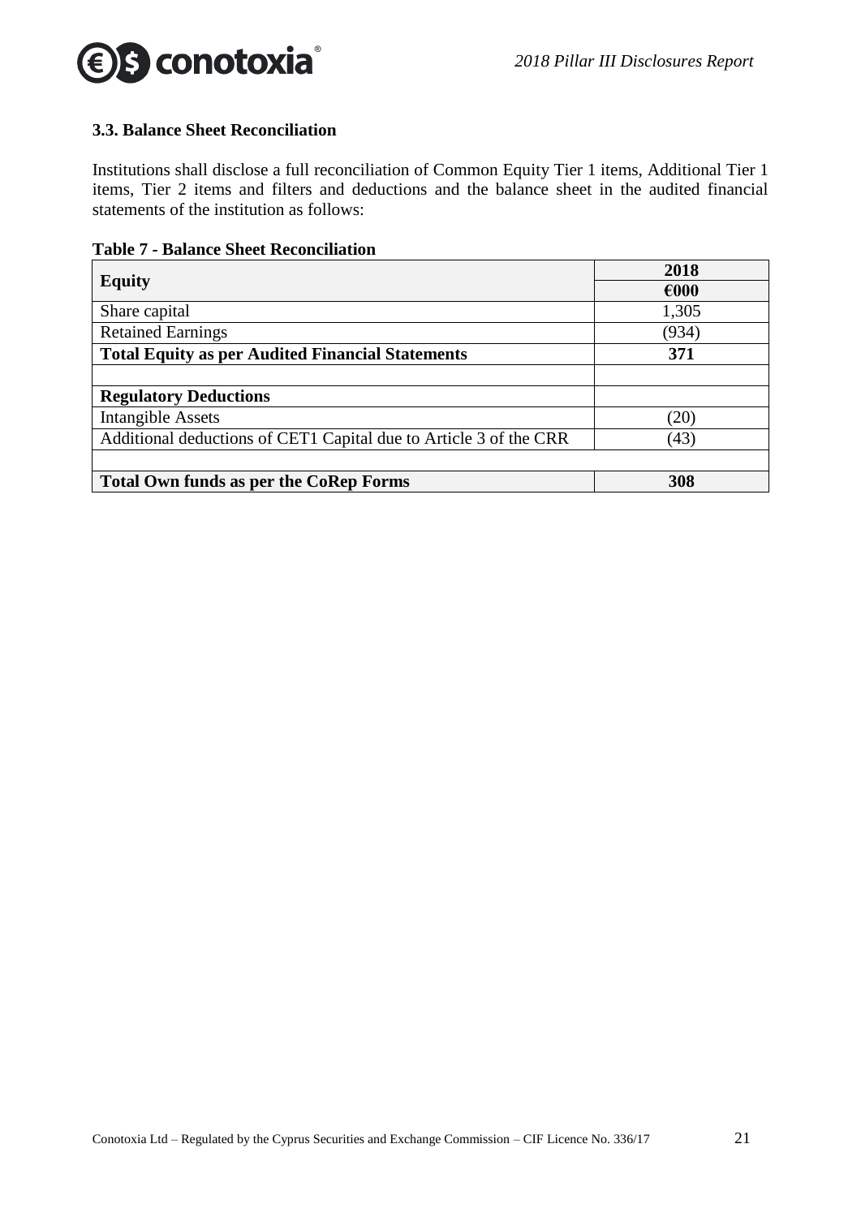### 3.3. Balance Sheet Reconciliation

Institutions shall disclose a full reconciliation of Common Equity Tier 1 items, Additional Tier 1 items, Tier 2 items and filters and deductions and the balance sheet in the audited financial statements of the institution as follows:

**Table 7 - Balance Sheet Reconciliation**

| **Equity** | **2018** |
|---|---|
| | **€000** |
| Share capital | 1,305 |
| Retained Earnings | (934) |
| **Total Equity as per Audited Financial Statements** | **371** |
| | |
| **Regulatory Deductions** | |
| Intangible Assets | (20) |
| Additional deductions of CET1 Capital due to Article 3 of the CRR | (43) |
| | |
| **Total Own funds as per the CoRep Forms** | **308** |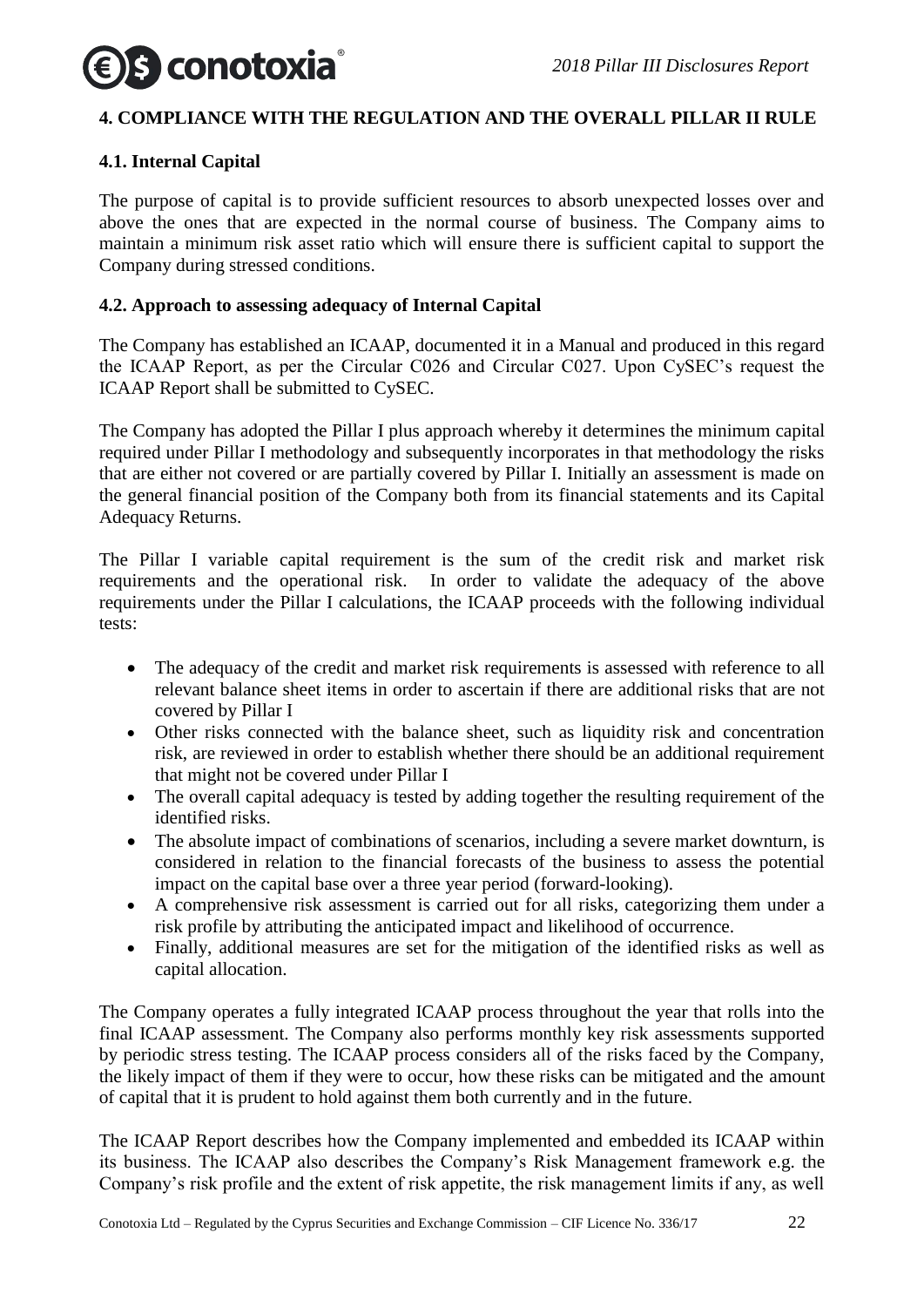## 4. COMPLIANCE WITH THE REGULATION AND THE OVERALL PILLAR II RULE

### 4.1. Internal Capital

The purpose of capital is to provide sufficient resources to absorb unexpected losses over and above the ones that are expected in the normal course of business. The Company aims to maintain a minimum risk asset ratio which will ensure there is sufficient capital to support the Company during stressed conditions.

### 4.2. Approach to assessing adequacy of Internal Capital

The Company has established an ICAAP, documented it in a Manual and produced in this regard the ICAAP Report, as per the Circular C026 and Circular C027. Upon CySEC's request the ICAAP Report shall be submitted to CySEC.

The Company has adopted the Pillar I plus approach whereby it determines the minimum capital required under Pillar I methodology and subsequently incorporates in that methodology the risks that are either not covered or are partially covered by Pillar I. Initially an assessment is made on the general financial position of the Company both from its financial statements and its Capital Adequacy Returns.

The Pillar I variable capital requirement is the sum of the credit risk and market risk requirements and the operational risk. In order to validate the adequacy of the above requirements under the Pillar I calculations, the ICAAP proceeds with the following individual tests:

- The adequacy of the credit and market risk requirements is assessed with reference to all relevant balance sheet items in order to ascertain if there are additional risks that are not covered by Pillar I
- Other risks connected with the balance sheet, such as liquidity risk and concentration risk, are reviewed in order to establish whether there should be an additional requirement that might not be covered under Pillar I
- The overall capital adequacy is tested by adding together the resulting requirement of the identified risks.
- The absolute impact of combinations of scenarios, including a severe market downturn, is considered in relation to the financial forecasts of the business to assess the potential impact on the capital base over a three year period (forward-looking).
- A comprehensive risk assessment is carried out for all risks, categorizing them under a risk profile by attributing the anticipated impact and likelihood of occurrence.
- Finally, additional measures are set for the mitigation of the identified risks as well as capital allocation.

The Company operates a fully integrated ICAAP process throughout the year that rolls into the final ICAAP assessment. The Company also performs monthly key risk assessments supported by periodic stress testing. The ICAAP process considers all of the risks faced by the Company, the likely impact of them if they were to occur, how these risks can be mitigated and the amount of capital that it is prudent to hold against them both currently and in the future.

The ICAAP Report describes how the Company implemented and embedded its ICAAP within its business. The ICAAP also describes the Company's Risk Management framework e.g. the Company's risk profile and the extent of risk appetite, the risk management limits if any, as well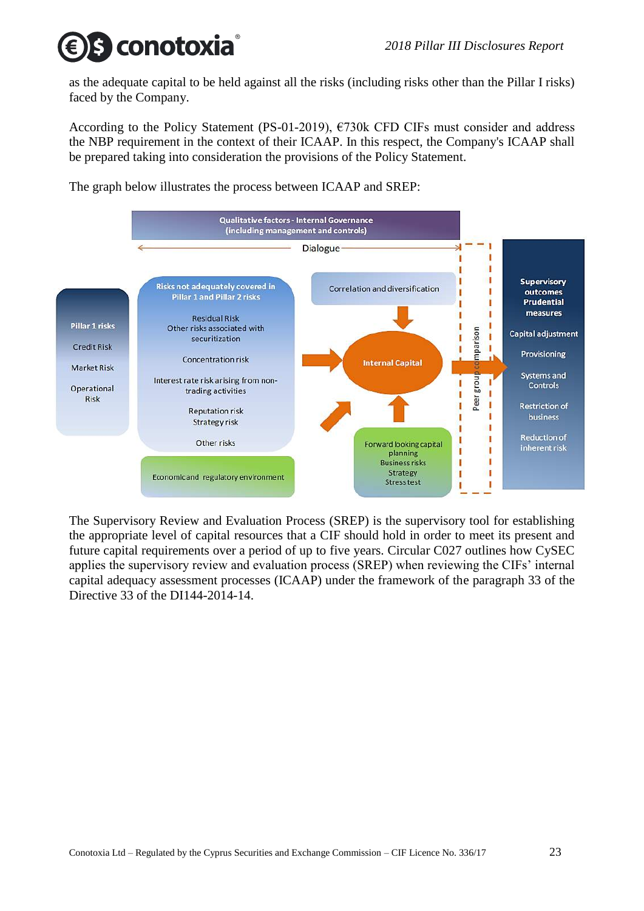as the adequate capital to be held against all the risks (including risks other than the Pillar I risks) faced by the Company.

According to the Policy Statement (PS-01-2019), €730k CFD CIFs must consider and address the NBP requirement in the context of their ICAAP. In this respect, the Company's ICAAP shall be prepared taking into consideration the provisions of the Policy Statement.

The graph below illustrates the process between ICAAP and SREP:

Qualitative factors - Internal Governance (including management and controls)

Dialogue

**Pillar 1 risks**
- Credit Risk
- Market Risk
- Operational Risk

**Risks not adequately covered in Pillar 1 and Pillar 2 risks**
- Residual Risk
- Other risks associated with securitization
- Concentration risk
- Interest rate risk arising from non-trading activities
- Reputation risk
- Strategy risk
- Other risks

Economic and regulatory environment

Correlation and diversification

Internal Capital

Forward looking capital planning
- Business risks
- Strategy
- Stress test

Peer group comparison

**Supervisory outcomes Prudential measures**
- Capital adjustment
- Provisioning
- Systems and Controls
- Restriction of business
- Reduction of inherent risk

The Supervisory Review and Evaluation Process (SREP) is the supervisory tool for establishing the appropriate level of capital resources that a CIF should hold in order to meet its present and future capital requirements over a period of up to five years. Circular C027 outlines how CySEC applies the supervisory review and evaluation process (SREP) when reviewing the CIFs' internal capital adequacy assessment processes (ICAAP) under the framework of the paragraph 33 of the Directive 33 of the DI144-2014-14.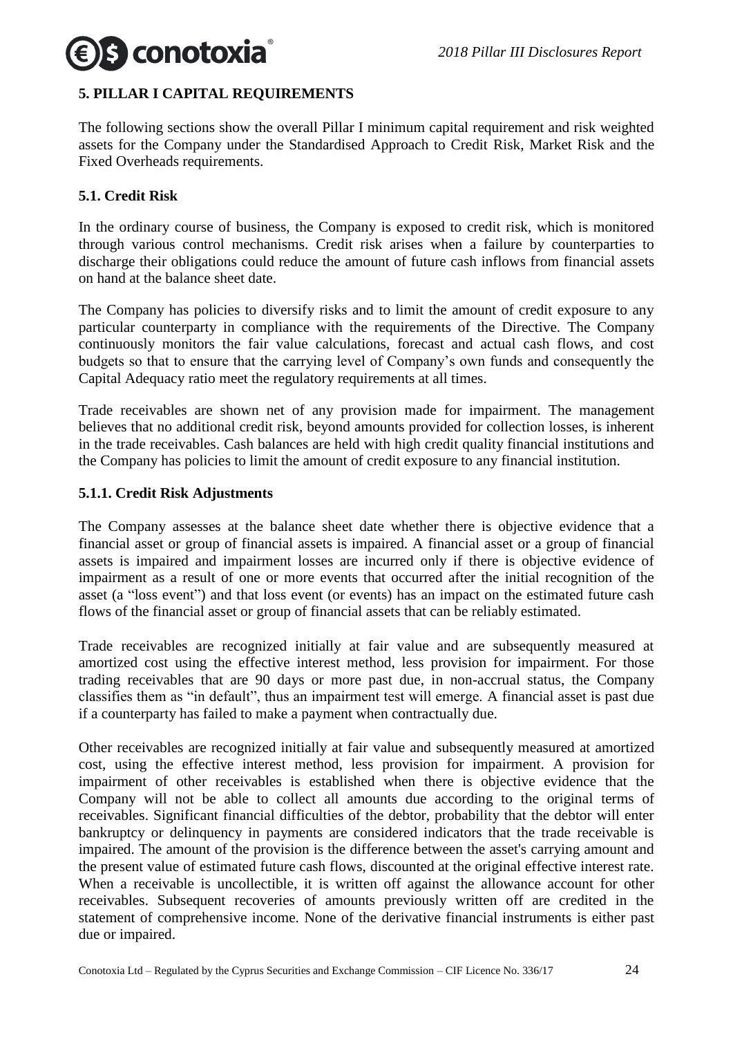## 5. PILLAR I CAPITAL REQUIREMENTS

The following sections show the overall Pillar I minimum capital requirement and risk weighted assets for the Company under the Standardised Approach to Credit Risk, Market Risk and the Fixed Overheads requirements.

### 5.1. Credit Risk

In the ordinary course of business, the Company is exposed to credit risk, which is monitored through various control mechanisms. Credit risk arises when a failure by counterparties to discharge their obligations could reduce the amount of future cash inflows from financial assets on hand at the balance sheet date.

The Company has policies to diversify risks and to limit the amount of credit exposure to any particular counterparty in compliance with the requirements of the Directive. The Company continuously monitors the fair value calculations, forecast and actual cash flows, and cost budgets so that to ensure that the carrying level of Company's own funds and consequently the Capital Adequacy ratio meet the regulatory requirements at all times.

Trade receivables are shown net of any provision made for impairment. The management believes that no additional credit risk, beyond amounts provided for collection losses, is inherent in the trade receivables. Cash balances are held with high credit quality financial institutions and the Company has policies to limit the amount of credit exposure to any financial institution.

#### 5.1.1. Credit Risk Adjustments

The Company assesses at the balance sheet date whether there is objective evidence that a financial asset or group of financial assets is impaired. A financial asset or a group of financial assets is impaired and impairment losses are incurred only if there is objective evidence of impairment as a result of one or more events that occurred after the initial recognition of the asset (a "loss event") and that loss event (or events) has an impact on the estimated future cash flows of the financial asset or group of financial assets that can be reliably estimated.

Trade receivables are recognized initially at fair value and are subsequently measured at amortized cost using the effective interest method, less provision for impairment. For those trading receivables that are 90 days or more past due, in non-accrual status, the Company classifies them as "in default", thus an impairment test will emerge. A financial asset is past due if a counterparty has failed to make a payment when contractually due.

Other receivables are recognized initially at fair value and subsequently measured at amortized cost, using the effective interest method, less provision for impairment. A provision for impairment of other receivables is established when there is objective evidence that the Company will not be able to collect all amounts due according to the original terms of receivables. Significant financial difficulties of the debtor, probability that the debtor will enter bankruptcy or delinquency in payments are considered indicators that the trade receivable is impaired. The amount of the provision is the difference between the asset's carrying amount and the present value of estimated future cash flows, discounted at the original effective interest rate. When a receivable is uncollectible, it is written off against the allowance account for other receivables. Subsequent recoveries of amounts previously written off are credited in the statement of comprehensive income. None of the derivative financial instruments is either past due or impaired.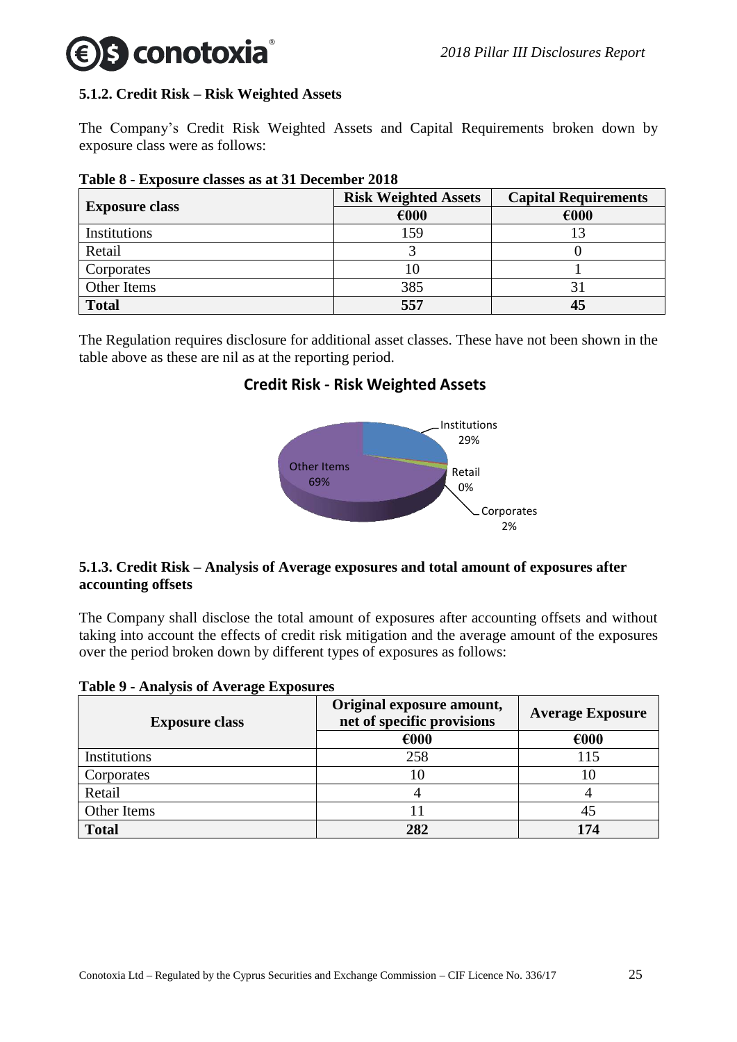### 5.1.2. Credit Risk – Risk Weighted Assets

The Company's Credit Risk Weighted Assets and Capital Requirements broken down by exposure class were as follows:

**Table 8 - Exposure classes as at 31 December 2018**

| Exposure class | Risk Weighted Assets | Capital Requirements |
|---|---|---|
| | €000 | €000 |
| Institutions | 159 | 13 |
| Retail | 3 | 0 |
| Corporates | 10 | 1 |
| Other Items | 385 | 31 |
| **Total** | **557** | **45** |

The Regulation requires disclosure for additional asset classes. These have not been shown in the table above as these are nil as at the reporting period.

**Credit Risk - Risk Weighted Assets**

Institutions 29%
Retail 0%
Corporates 2%
Other Items 69%

### 5.1.3. Credit Risk – Analysis of Average exposures and total amount of exposures after accounting offsets

The Company shall disclose the total amount of exposures after accounting offsets and without taking into account the effects of credit risk mitigation and the average amount of the exposures over the period broken down by different types of exposures as follows:

**Table 9 - Analysis of Average Exposures**

| Exposure class | Original exposure amount, net of specific provisions | Average Exposure |
|---|---|---|
| | €000 | €000 |
| Institutions | 258 | 115 |
| Corporates | 10 | 10 |
| Retail | 4 | 4 |
| Other Items | 11 | 45 |
| **Total** | **282** | **174** |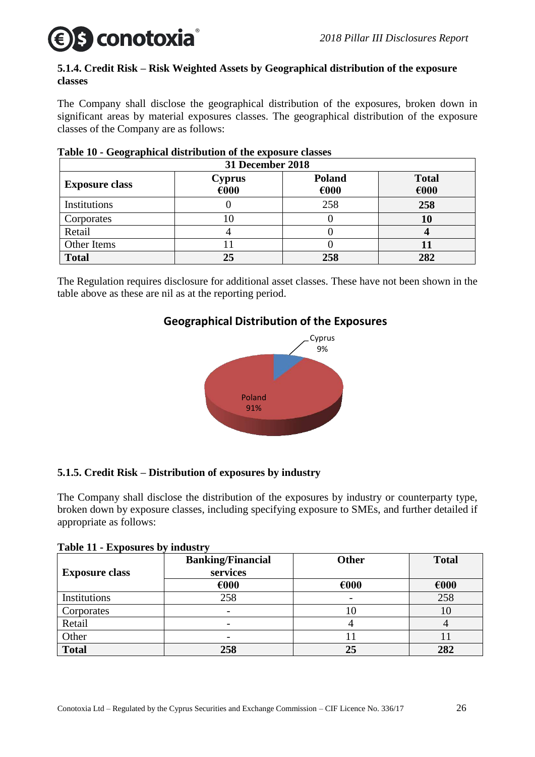### 5.1.4. Credit Risk – Risk Weighted Assets by Geographical distribution of the exposure classes

The Company shall disclose the geographical distribution of the exposures, broken down in significant areas by material exposures classes. The geographical distribution of the exposure classes of the Company are as follows:

**Table 10 - Geographical distribution of the exposure classes**

| 31 December 2018 | | | |
|---|---|---|---|
| **Exposure class** | **Cyprus €000** | **Poland €000** | **Total €000** |
| Institutions | 0 | 258 | **258** |
| Corporates | 10 | 0 | **10** |
| Retail | 4 | 0 | **4** |
| Other Items | 11 | 0 | **11** |
| **Total** | **25** | **258** | **282** |

The Regulation requires disclosure for additional asset classes. These have not been shown in the table above as these are nil as at the reporting period.

**Geographical Distribution of the Exposures**

Cyprus 9%

Poland 91%

### 5.1.5. Credit Risk – Distribution of exposures by industry

The Company shall disclose the distribution of the exposures by industry or counterparty type, broken down by exposure classes, including specifying exposure to SMEs, and further detailed if appropriate as follows:

**Table 11 - Exposures by industry**

| **Exposure class** | **Banking/Financial services** | **Other** | **Total** |
|---|---|---|---|
| | **€000** | **€000** | **€000** |
| Institutions | 258 | - | 258 |
| Corporates | - | 10 | 10 |
| Retail | - | 4 | 4 |
| Other | - | 11 | 11 |
| **Total** | **258** | **25** | **282** |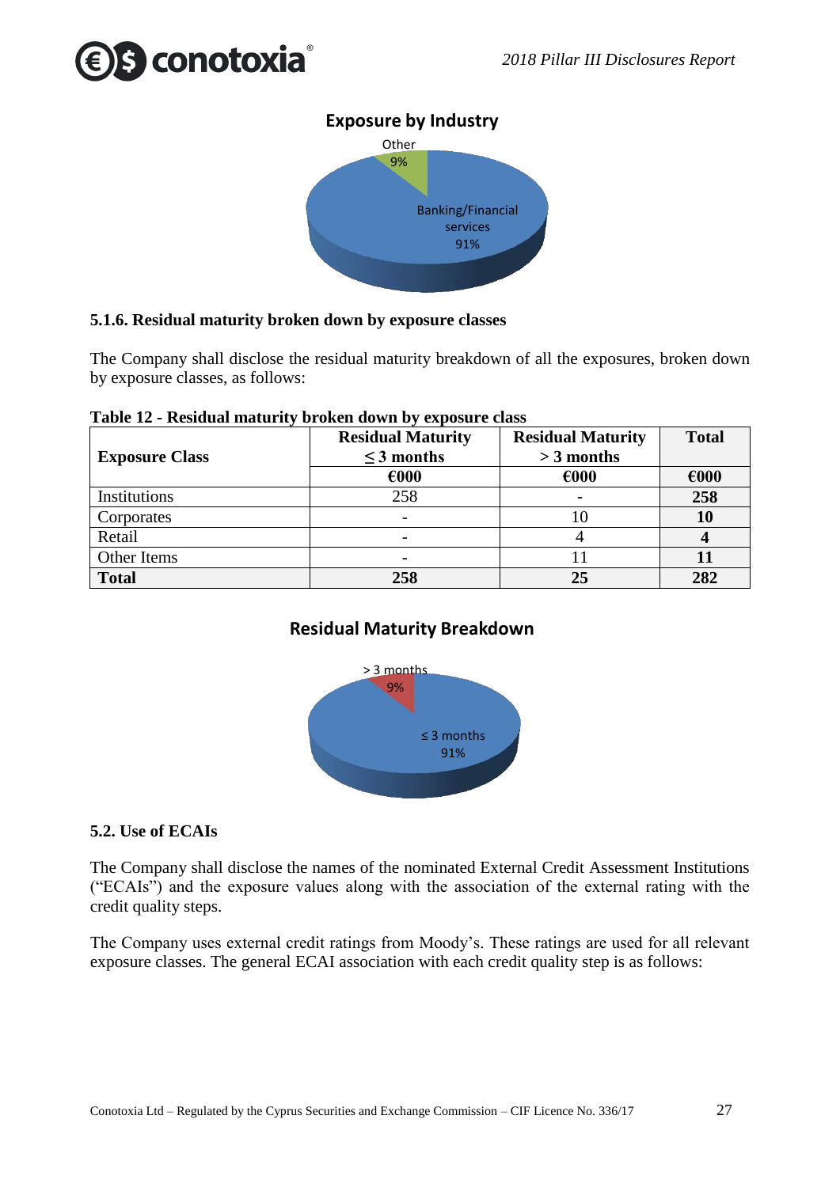**Exposure by Industry**

Other 9%

Banking/Financial services 91%

### 5.1.6. Residual maturity broken down by exposure classes

The Company shall disclose the residual maturity breakdown of all the exposures, broken down by exposure classes, as follows:

**Table 12 - Residual maturity broken down by exposure class**

| Exposure Class | Residual Maturity ≤ 3 months | Residual Maturity > 3 months | Total |
|---|---|---|---|
| | €000 | €000 | €000 |
| Institutions | 258 | - | **258** |
| Corporates | - | 10 | **10** |
| Retail | - | 4 | **4** |
| Other Items | - | 11 | **11** |
| **Total** | **258** | **25** | **282** |

**Residual Maturity Breakdown**

> 3 months 9%

≤ 3 months 91%

## 5.2. Use of ECAIs

The Company shall disclose the names of the nominated External Credit Assessment Institutions ("ECAIs") and the exposure values along with the association of the external rating with the credit quality steps.

The Company uses external credit ratings from Moody's. These ratings are used for all relevant exposure classes. The general ECAI association with each credit quality step is as follows: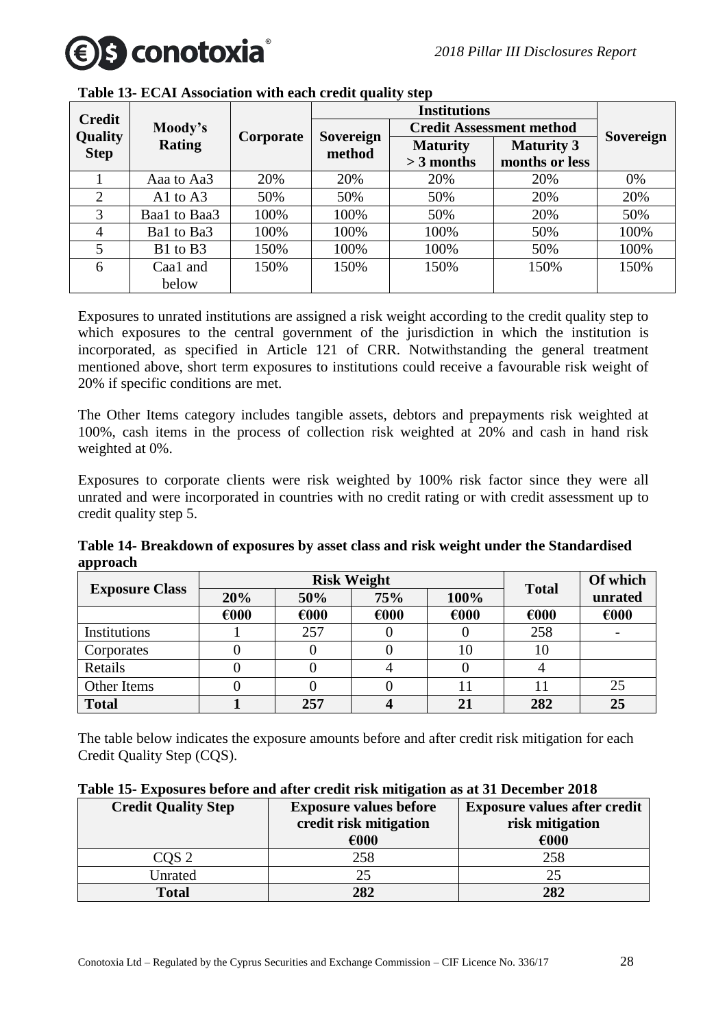**Table 13- ECAI Association with each credit quality step**

| Credit Quality Step | Moody's Rating | Corporate | Institutions | | | Sovereign |
|---|---|---|---|---|---|---|
| | | | Sovereign method | Credit Assessment method | | |
| | | | | Maturity > 3 months | Maturity 3 months or less | |
| 1 | Aaa to Aa3 | 20% | 20% | 20% | 20% | 0% |
| 2 | A1 to A3 | 50% | 50% | 50% | 20% | 20% |
| 3 | Baa1 to Baa3 | 100% | 100% | 50% | 20% | 50% |
| 4 | Ba1 to Ba3 | 100% | 100% | 100% | 50% | 100% |
| 5 | B1 to B3 | 150% | 100% | 100% | 50% | 100% |
| 6 | Caa1 and below | 150% | 150% | 150% | 150% | 150% |

Exposures to unrated institutions are assigned a risk weight according to the credit quality step to which exposures to the central government of the jurisdiction in which the institution is incorporated, as specified in Article 121 of CRR. Notwithstanding the general treatment mentioned above, short term exposures to institutions could receive a favourable risk weight of 20% if specific conditions are met.

The Other Items category includes tangible assets, debtors and prepayments risk weighted at 100%, cash items in the process of collection risk weighted at 20% and cash in hand risk weighted at 0%.

Exposures to corporate clients were risk weighted by 100% risk factor since they were all unrated and were incorporated in countries with no credit rating or with credit assessment up to credit quality step 5.

**Table 14- Breakdown of exposures by asset class and risk weight under the Standardised approach**

| Exposure Class | Risk Weight | | | | Total | Of which unrated |
|---|---|---|---|---|---|---|
| | 20% | 50% | 75% | 100% | | |
| | €000 | €000 | €000 | €000 | €000 | €000 |
| Institutions | 1 | 257 | 0 | 0 | 258 | - |
| Corporates | 0 | 0 | 0 | 10 | 10 | |
| Retails | 0 | 0 | 4 | 0 | 4 | |
| Other Items | 0 | 0 | 0 | 11 | 11 | 25 |
| **Total** | **1** | **257** | **4** | **21** | **282** | **25** |

The table below indicates the exposure amounts before and after credit risk mitigation for each Credit Quality Step (CQS).

**Table 15- Exposures before and after credit risk mitigation as at 31 December 2018**

| Credit Quality Step | Exposure values before credit risk mitigation €000 | Exposure values after credit risk mitigation €000 |
|---|---|---|
| CQS 2 | 258 | 258 |
| Unrated | 25 | 25 |
| **Total** | **282** | **282** |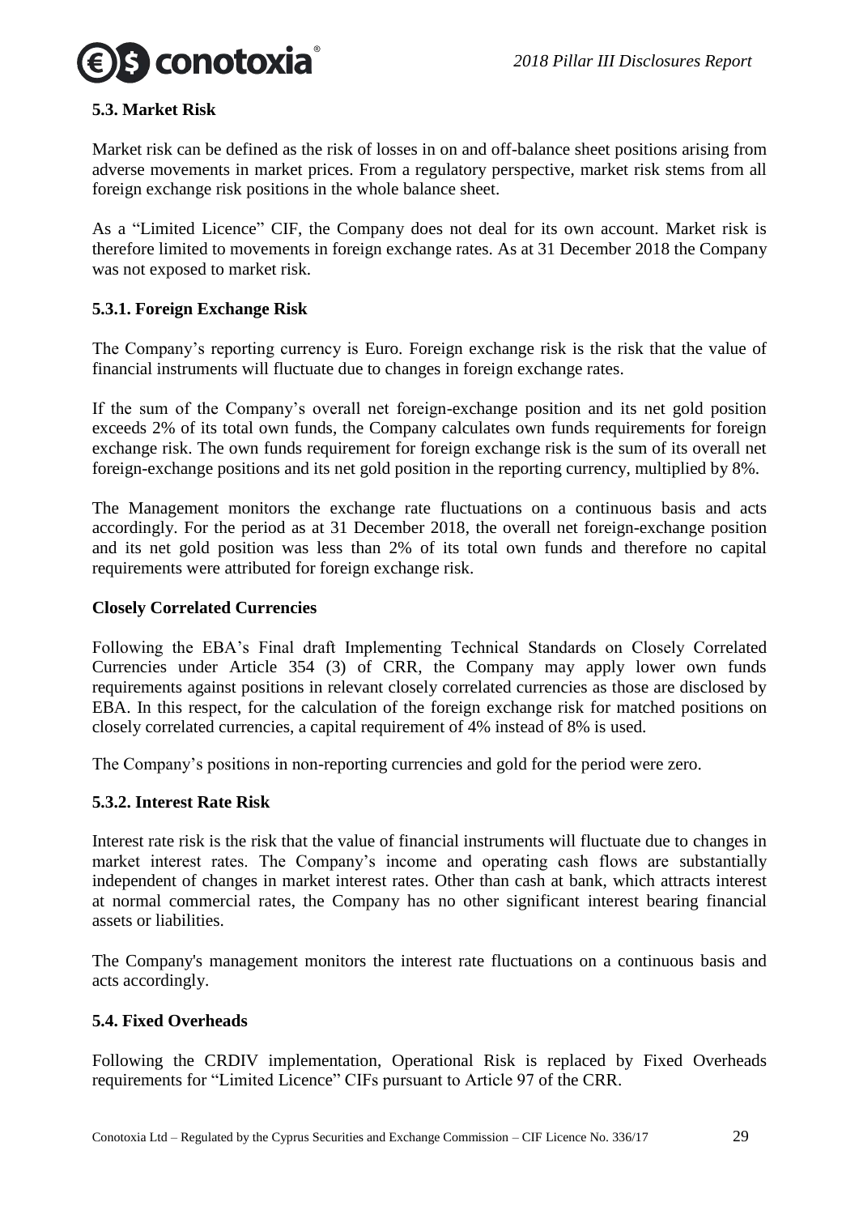### 5.3. Market Risk

Market risk can be defined as the risk of losses in on and off-balance sheet positions arising from adverse movements in market prices. From a regulatory perspective, market risk stems from all foreign exchange risk positions in the whole balance sheet.

As a "Limited Licence" CIF, the Company does not deal for its own account. Market risk is therefore limited to movements in foreign exchange rates. As at 31 December 2018 the Company was not exposed to market risk.

#### 5.3.1. Foreign Exchange Risk

The Company's reporting currency is Euro. Foreign exchange risk is the risk that the value of financial instruments will fluctuate due to changes in foreign exchange rates.

If the sum of the Company's overall net foreign-exchange position and its net gold position exceeds 2% of its total own funds, the Company calculates own funds requirements for foreign exchange risk. The own funds requirement for foreign exchange risk is the sum of its overall net foreign-exchange positions and its net gold position in the reporting currency, multiplied by 8%.

The Management monitors the exchange rate fluctuations on a continuous basis and acts accordingly. For the period as at 31 December 2018, the overall net foreign-exchange position and its net gold position was less than 2% of its total own funds and therefore no capital requirements were attributed for foreign exchange risk.

**Closely Correlated Currencies**

Following the EBA's Final draft Implementing Technical Standards on Closely Correlated Currencies under Article 354 (3) of CRR, the Company may apply lower own funds requirements against positions in relevant closely correlated currencies as those are disclosed by EBA. In this respect, for the calculation of the foreign exchange risk for matched positions on closely correlated currencies, a capital requirement of 4% instead of 8% is used.

The Company's positions in non-reporting currencies and gold for the period were zero.

#### 5.3.2. Interest Rate Risk

Interest rate risk is the risk that the value of financial instruments will fluctuate due to changes in market interest rates. The Company's income and operating cash flows are substantially independent of changes in market interest rates. Other than cash at bank, which attracts interest at normal commercial rates, the Company has no other significant interest bearing financial assets or liabilities.

The Company's management monitors the interest rate fluctuations on a continuous basis and acts accordingly.

### 5.4. Fixed Overheads

Following the CRDIV implementation, Operational Risk is replaced by Fixed Overheads requirements for "Limited Licence" CIFs pursuant to Article 97 of the CRR.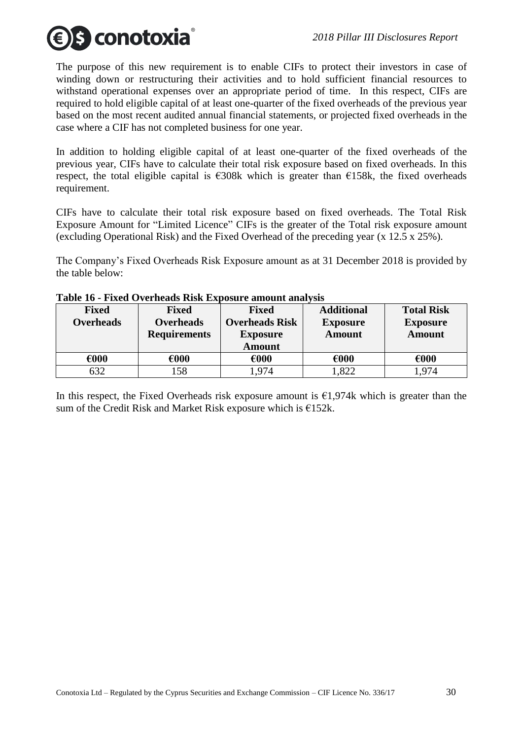The purpose of this new requirement is to enable CIFs to protect their investors in case of winding down or restructuring their activities and to hold sufficient financial resources to withstand operational expenses over an appropriate period of time. In this respect, CIFs are required to hold eligible capital of at least one-quarter of the fixed overheads of the previous year based on the most recent audited annual financial statements, or projected fixed overheads in the case where a CIF has not completed business for one year.

In addition to holding eligible capital of at least one-quarter of the fixed overheads of the previous year, CIFs have to calculate their total risk exposure based on fixed overheads. In this respect, the total eligible capital is €308k which is greater than €158k, the fixed overheads requirement.

CIFs have to calculate their total risk exposure based on fixed overheads. The Total Risk Exposure Amount for "Limited Licence" CIFs is the greater of the Total risk exposure amount (excluding Operational Risk) and the Fixed Overhead of the preceding year (x 12.5 x 25%).

The Company's Fixed Overheads Risk Exposure amount as at 31 December 2018 is provided by the table below:

**Table 16 - Fixed Overheads Risk Exposure amount analysis**

| Fixed Overheads | Fixed Overheads Requirements | Fixed Overheads Risk Exposure Amount | Additional Exposure Amount | Total Risk Exposure Amount |
|---|---|---|---|---|
| €000 | €000 | €000 | €000 | €000 |
| 632 | 158 | 1,974 | 1,822 | 1,974 |

In this respect, the Fixed Overheads risk exposure amount is €1,974k which is greater than the sum of the Credit Risk and Market Risk exposure which is €152k.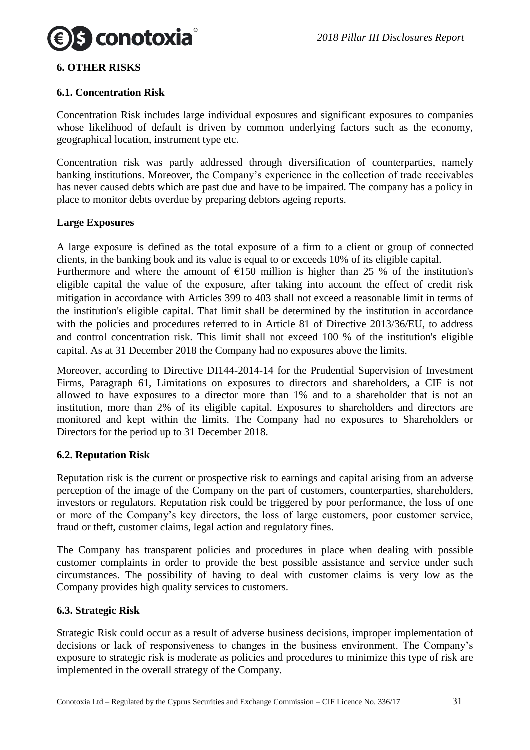## 6. OTHER RISKS

### 6.1. Concentration Risk

Concentration Risk includes large individual exposures and significant exposures to companies whose likelihood of default is driven by common underlying factors such as the economy, geographical location, instrument type etc.

Concentration risk was partly addressed through diversification of counterparties, namely banking institutions. Moreover, the Company's experience in the collection of trade receivables has never caused debts which are past due and have to be impaired. The company has a policy in place to monitor debts overdue by preparing debtors ageing reports.

**Large Exposures**

A large exposure is defined as the total exposure of a firm to a client or group of connected clients, in the banking book and its value is equal to or exceeds 10% of its eligible capital. Furthermore and where the amount of €150 million is higher than 25 % of the institution's eligible capital the value of the exposure, after taking into account the effect of credit risk mitigation in accordance with Articles 399 to 403 shall not exceed a reasonable limit in terms of the institution's eligible capital. That limit shall be determined by the institution in accordance with the policies and procedures referred to in Article 81 of Directive 2013/36/EU, to address and control concentration risk. This limit shall not exceed 100 % of the institution's eligible capital. As at 31 December 2018 the Company had no exposures above the limits.

Moreover, according to Directive DI144-2014-14 for the Prudential Supervision of Investment Firms, Paragraph 61, Limitations on exposures to directors and shareholders, a CIF is not allowed to have exposures to a director more than 1% and to a shareholder that is not an institution, more than 2% of its eligible capital. Exposures to shareholders and directors are monitored and kept within the limits. The Company had no exposures to Shareholders or Directors for the period up to 31 December 2018.

### 6.2. Reputation Risk

Reputation risk is the current or prospective risk to earnings and capital arising from an adverse perception of the image of the Company on the part of customers, counterparties, shareholders, investors or regulators. Reputation risk could be triggered by poor performance, the loss of one or more of the Company's key directors, the loss of large customers, poor customer service, fraud or theft, customer claims, legal action and regulatory fines.

The Company has transparent policies and procedures in place when dealing with possible customer complaints in order to provide the best possible assistance and service under such circumstances. The possibility of having to deal with customer claims is very low as the Company provides high quality services to customers.

### 6.3. Strategic Risk

Strategic Risk could occur as a result of adverse business decisions, improper implementation of decisions or lack of responsiveness to changes in the business environment. The Company's exposure to strategic risk is moderate as policies and procedures to minimize this type of risk are implemented in the overall strategy of the Company.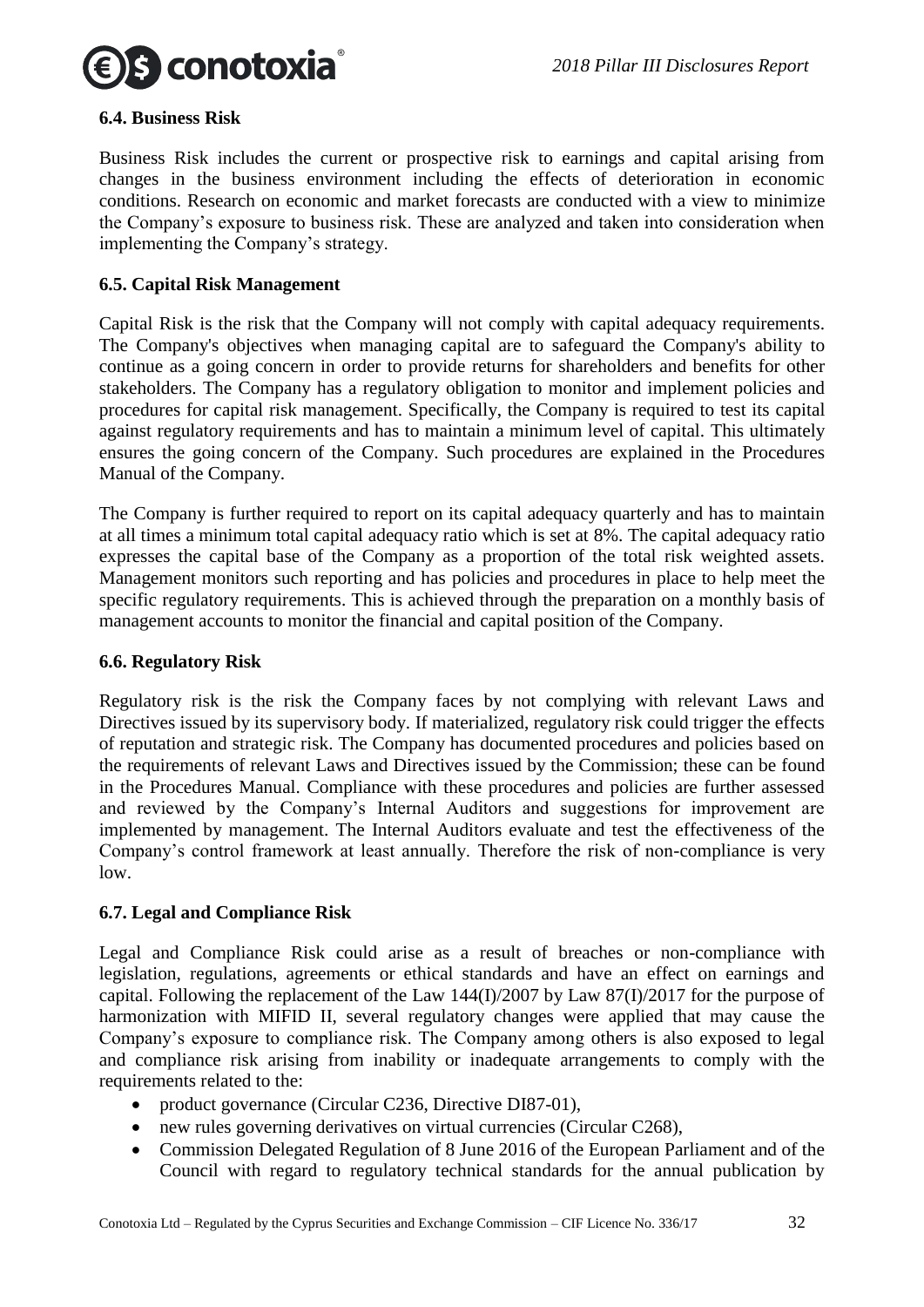### 6.4. Business Risk

Business Risk includes the current or prospective risk to earnings and capital arising from changes in the business environment including the effects of deterioration in economic conditions. Research on economic and market forecasts are conducted with a view to minimize the Company's exposure to business risk. These are analyzed and taken into consideration when implementing the Company's strategy.

### 6.5. Capital Risk Management

Capital Risk is the risk that the Company will not comply with capital adequacy requirements. The Company's objectives when managing capital are to safeguard the Company's ability to continue as a going concern in order to provide returns for shareholders and benefits for other stakeholders. The Company has a regulatory obligation to monitor and implement policies and procedures for capital risk management. Specifically, the Company is required to test its capital against regulatory requirements and has to maintain a minimum level of capital. This ultimately ensures the going concern of the Company. Such procedures are explained in the Procedures Manual of the Company.

The Company is further required to report on its capital adequacy quarterly and has to maintain at all times a minimum total capital adequacy ratio which is set at 8%. The capital adequacy ratio expresses the capital base of the Company as a proportion of the total risk weighted assets. Management monitors such reporting and has policies and procedures in place to help meet the specific regulatory requirements. This is achieved through the preparation on a monthly basis of management accounts to monitor the financial and capital position of the Company.

### 6.6. Regulatory Risk

Regulatory risk is the risk the Company faces by not complying with relevant Laws and Directives issued by its supervisory body. If materialized, regulatory risk could trigger the effects of reputation and strategic risk. The Company has documented procedures and policies based on the requirements of relevant Laws and Directives issued by the Commission; these can be found in the Procedures Manual. Compliance with these procedures and policies are further assessed and reviewed by the Company's Internal Auditors and suggestions for improvement are implemented by management. The Internal Auditors evaluate and test the effectiveness of the Company's control framework at least annually. Therefore the risk of non-compliance is very low.

### 6.7. Legal and Compliance Risk

Legal and Compliance Risk could arise as a result of breaches or non-compliance with legislation, regulations, agreements or ethical standards and have an effect on earnings and capital. Following the replacement of the Law 144(I)/2007 by Law 87(I)/2017 for the purpose of harmonization with MIFID II, several regulatory changes were applied that may cause the Company's exposure to compliance risk. The Company among others is also exposed to legal and compliance risk arising from inability or inadequate arrangements to comply with the requirements related to the:

- product governance (Circular C236, Directive DI87-01),
- new rules governing derivatives on virtual currencies (Circular C268),
- Commission Delegated Regulation of 8 June 2016 of the European Parliament and of the Council with regard to regulatory technical standards for the annual publication by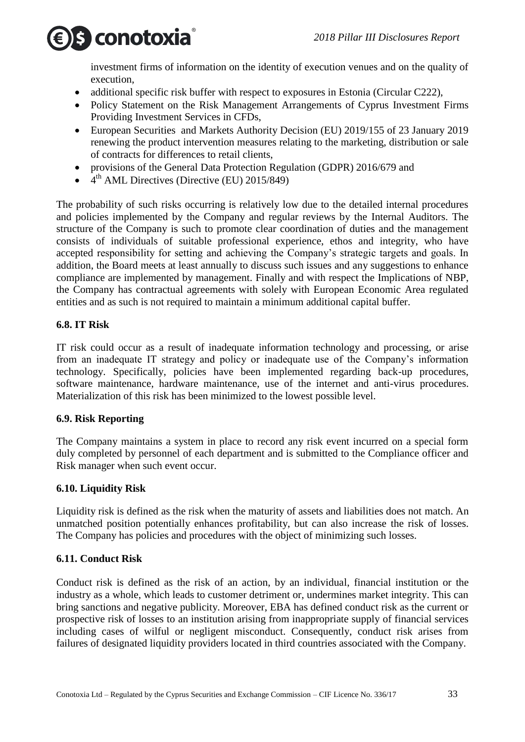investment firms of information on the identity of execution venues and on the quality of execution,

- additional specific risk buffer with respect to exposures in Estonia (Circular C222),
- Policy Statement on the Risk Management Arrangements of Cyprus Investment Firms Providing Investment Services in CFDs,
- European Securities and Markets Authority Decision (EU) 2019/155 of 23 January 2019 renewing the product intervention measures relating to the marketing, distribution or sale of contracts for differences to retail clients,
- provisions of the General Data Protection Regulation (GDPR) 2016/679 and
- 4th AML Directives (Directive (EU) 2015/849)

The probability of such risks occurring is relatively low due to the detailed internal procedures and policies implemented by the Company and regular reviews by the Internal Auditors. The structure of the Company is such to promote clear coordination of duties and the management consists of individuals of suitable professional experience, ethos and integrity, who have accepted responsibility for setting and achieving the Company's strategic targets and goals. In addition, the Board meets at least annually to discuss such issues and any suggestions to enhance compliance are implemented by management. Finally and with respect the Implications of NBP, the Company has contractual agreements with solely with European Economic Area regulated entities and as such is not required to maintain a minimum additional capital buffer.

### 6.8. IT Risk

IT risk could occur as a result of inadequate information technology and processing, or arise from an inadequate IT strategy and policy or inadequate use of the Company's information technology. Specifically, policies have been implemented regarding back-up procedures, software maintenance, hardware maintenance, use of the internet and anti-virus procedures. Materialization of this risk has been minimized to the lowest possible level.

### 6.9. Risk Reporting

The Company maintains a system in place to record any risk event incurred on a special form duly completed by personnel of each department and is submitted to the Compliance officer and Risk manager when such event occur.

### 6.10. Liquidity Risk

Liquidity risk is defined as the risk when the maturity of assets and liabilities does not match. An unmatched position potentially enhances profitability, but can also increase the risk of losses. The Company has policies and procedures with the object of minimizing such losses.

### 6.11. Conduct Risk

Conduct risk is defined as the risk of an action, by an individual, financial institution or the industry as a whole, which leads to customer detriment or, undermines market integrity. This can bring sanctions and negative publicity. Moreover, EBA has defined conduct risk as the current or prospective risk of losses to an institution arising from inappropriate supply of financial services including cases of wilful or negligent misconduct. Consequently, conduct risk arises from failures of designated liquidity providers located in third countries associated with the Company.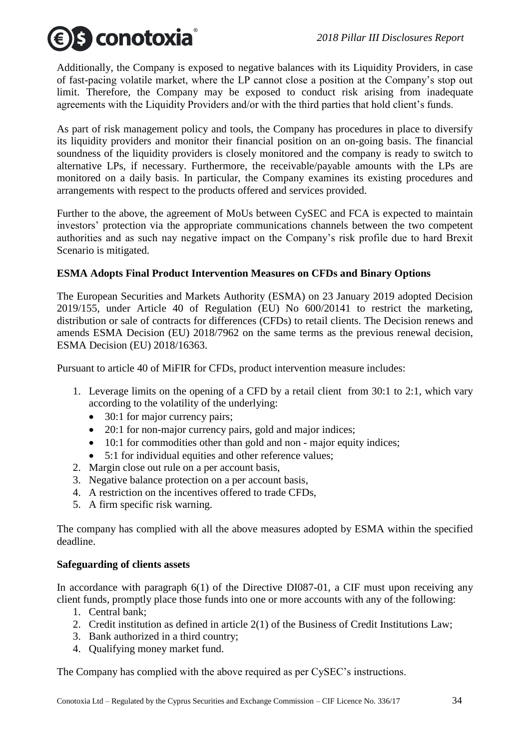Additionally, the Company is exposed to negative balances with its Liquidity Providers, in case of fast-pacing volatile market, where the LP cannot close a position at the Company's stop out limit. Therefore, the Company may be exposed to conduct risk arising from inadequate agreements with the Liquidity Providers and/or with the third parties that hold client's funds.

As part of risk management policy and tools, the Company has procedures in place to diversify its liquidity providers and monitor their financial position on an on-going basis. The financial soundness of the liquidity providers is closely monitored and the company is ready to switch to alternative LPs, if necessary. Furthermore, the receivable/payable amounts with the LPs are monitored on a daily basis. In particular, the Company examines its existing procedures and arrangements with respect to the products offered and services provided.

Further to the above, the agreement of MoUs between CySEC and FCA is expected to maintain investors' protection via the appropriate communications channels between the two competent authorities and as such nay negative impact on the Company's risk profile due to hard Brexit Scenario is mitigated.

**ESMA Adopts Final Product Intervention Measures on CFDs and Binary Options**

The European Securities and Markets Authority (ESMA) on 23 January 2019 adopted Decision 2019/155, under Article 40 of Regulation (EU) No 600/20141 to restrict the marketing, distribution or sale of contracts for differences (CFDs) to retail clients. The Decision renews and amends ESMA Decision (EU) 2018/7962 on the same terms as the previous renewal decision, ESMA Decision (EU) 2018/16363.

Pursuant to article 40 of MiFIR for CFDs, product intervention measure includes:

1. Leverage limits on the opening of a CFD by a retail client from 30:1 to 2:1, which vary according to the volatility of the underlying:
   - 30:1 for major currency pairs;
   - 20:1 for non-major currency pairs, gold and major indices;
   - 10:1 for commodities other than gold and non - major equity indices;
   - 5:1 for individual equities and other reference values;
2. Margin close out rule on a per account basis,
3. Negative balance protection on a per account basis,
4. A restriction on the incentives offered to trade CFDs,
5. A firm specific risk warning.

The company has complied with all the above measures adopted by ESMA within the specified deadline.

**Safeguarding of clients assets**

In accordance with paragraph 6(1) of the Directive DI087-01, a CIF must upon receiving any client funds, promptly place those funds into one or more accounts with any of the following:

1. Central bank;
2. Credit institution as defined in article 2(1) of the Business of Credit Institutions Law;
3. Bank authorized in a third country;
4. Qualifying money market fund.

The Company has complied with the above required as per CySEC's instructions.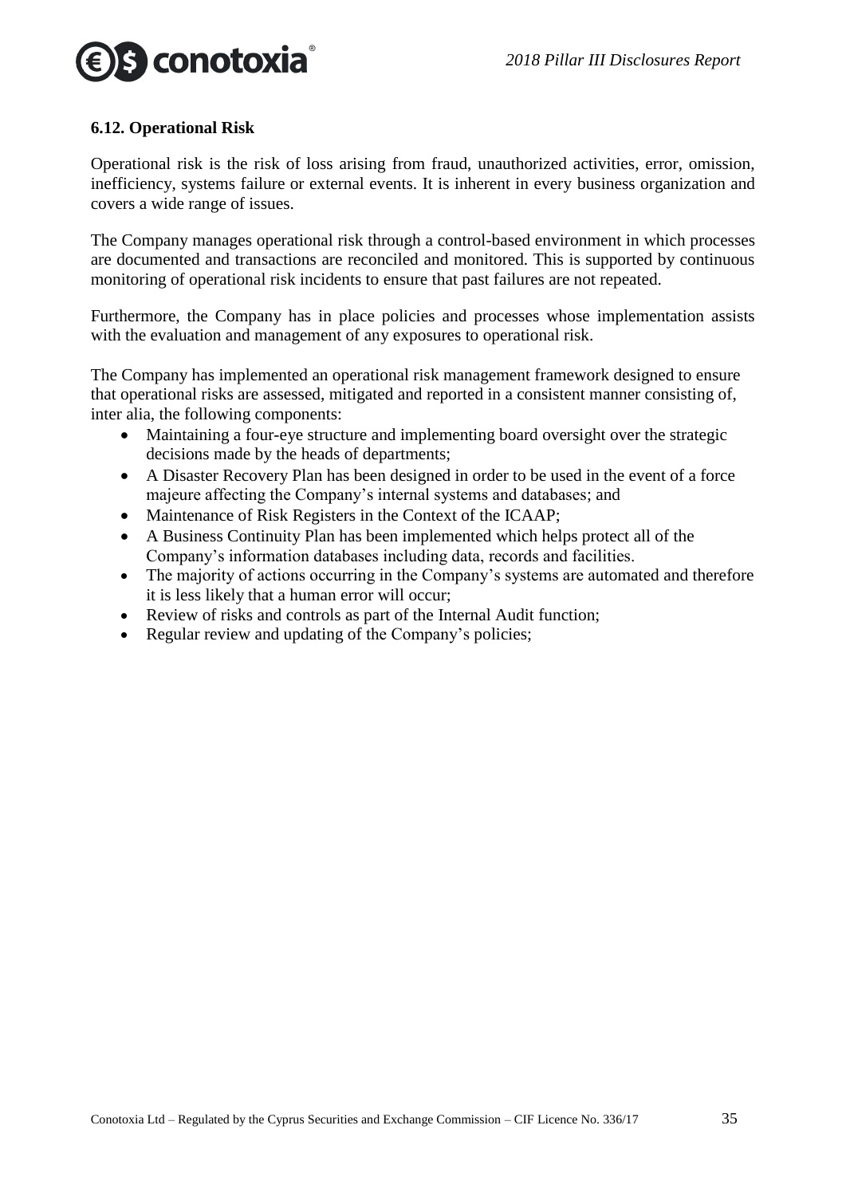### 6.12. Operational Risk

Operational risk is the risk of loss arising from fraud, unauthorized activities, error, omission, inefficiency, systems failure or external events. It is inherent in every business organization and covers a wide range of issues.

The Company manages operational risk through a control-based environment in which processes are documented and transactions are reconciled and monitored. This is supported by continuous monitoring of operational risk incidents to ensure that past failures are not repeated.

Furthermore, the Company has in place policies and processes whose implementation assists with the evaluation and management of any exposures to operational risk.

The Company has implemented an operational risk management framework designed to ensure that operational risks are assessed, mitigated and reported in a consistent manner consisting of, inter alia, the following components:

- Maintaining a four-eye structure and implementing board oversight over the strategic decisions made by the heads of departments;
- A Disaster Recovery Plan has been designed in order to be used in the event of a force majeure affecting the Company's internal systems and databases; and
- Maintenance of Risk Registers in the Context of the ICAAP;
- A Business Continuity Plan has been implemented which helps protect all of the Company's information databases including data, records and facilities.
- The majority of actions occurring in the Company's systems are automated and therefore it is less likely that a human error will occur;
- Review of risks and controls as part of the Internal Audit function;
- Regular review and updating of the Company's policies;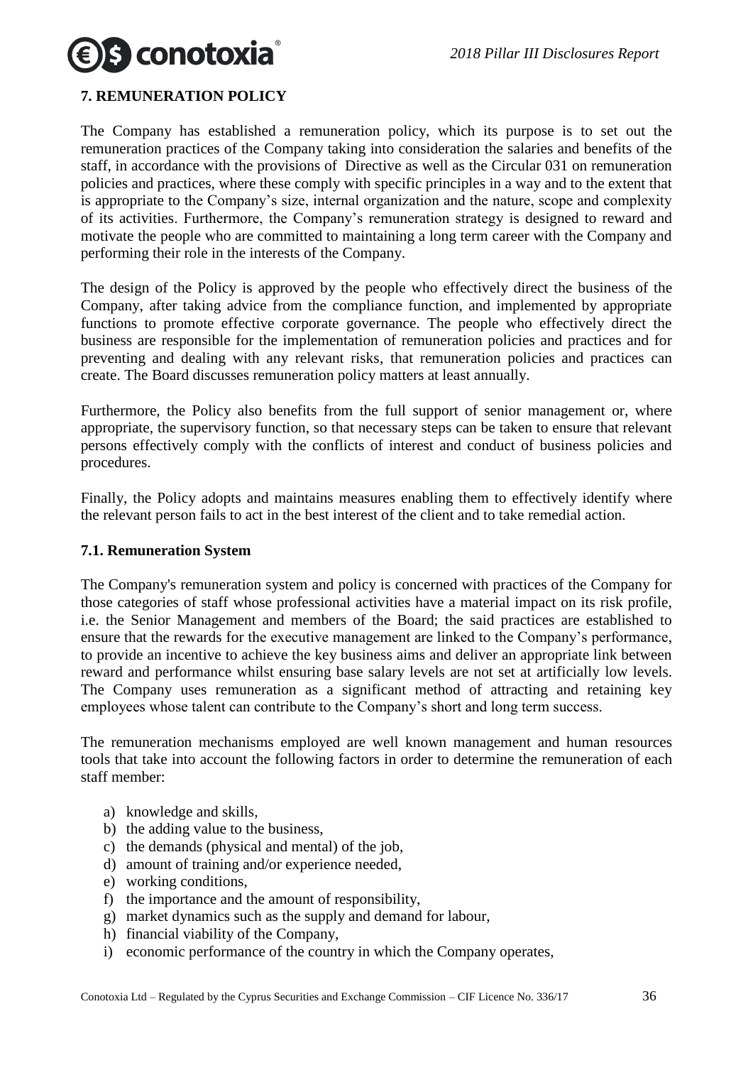## 7. REMUNERATION POLICY

The Company has established a remuneration policy, which its purpose is to set out the remuneration practices of the Company taking into consideration the salaries and benefits of the staff, in accordance with the provisions of Directive as well as the Circular 031 on remuneration policies and practices, where these comply with specific principles in a way and to the extent that is appropriate to the Company's size, internal organization and the nature, scope and complexity of its activities. Furthermore, the Company's remuneration strategy is designed to reward and motivate the people who are committed to maintaining a long term career with the Company and performing their role in the interests of the Company.

The design of the Policy is approved by the people who effectively direct the business of the Company, after taking advice from the compliance function, and implemented by appropriate functions to promote effective corporate governance. The people who effectively direct the business are responsible for the implementation of remuneration policies and practices and for preventing and dealing with any relevant risks, that remuneration policies and practices can create. The Board discusses remuneration policy matters at least annually.

Furthermore, the Policy also benefits from the full support of senior management or, where appropriate, the supervisory function, so that necessary steps can be taken to ensure that relevant persons effectively comply with the conflicts of interest and conduct of business policies and procedures.

Finally, the Policy adopts and maintains measures enabling them to effectively identify where the relevant person fails to act in the best interest of the client and to take remedial action.

### 7.1. Remuneration System

The Company's remuneration system and policy is concerned with practices of the Company for those categories of staff whose professional activities have a material impact on its risk profile, i.e. the Senior Management and members of the Board; the said practices are established to ensure that the rewards for the executive management are linked to the Company's performance, to provide an incentive to achieve the key business aims and deliver an appropriate link between reward and performance whilst ensuring base salary levels are not set at artificially low levels. The Company uses remuneration as a significant method of attracting and retaining key employees whose talent can contribute to the Company's short and long term success.

The remuneration mechanisms employed are well known management and human resources tools that take into account the following factors in order to determine the remuneration of each staff member:

a) knowledge and skills,
b) the adding value to the business,
c) the demands (physical and mental) of the job,
d) amount of training and/or experience needed,
e) working conditions,
f) the importance and the amount of responsibility,
g) market dynamics such as the supply and demand for labour,
h) financial viability of the Company,
i) economic performance of the country in which the Company operates,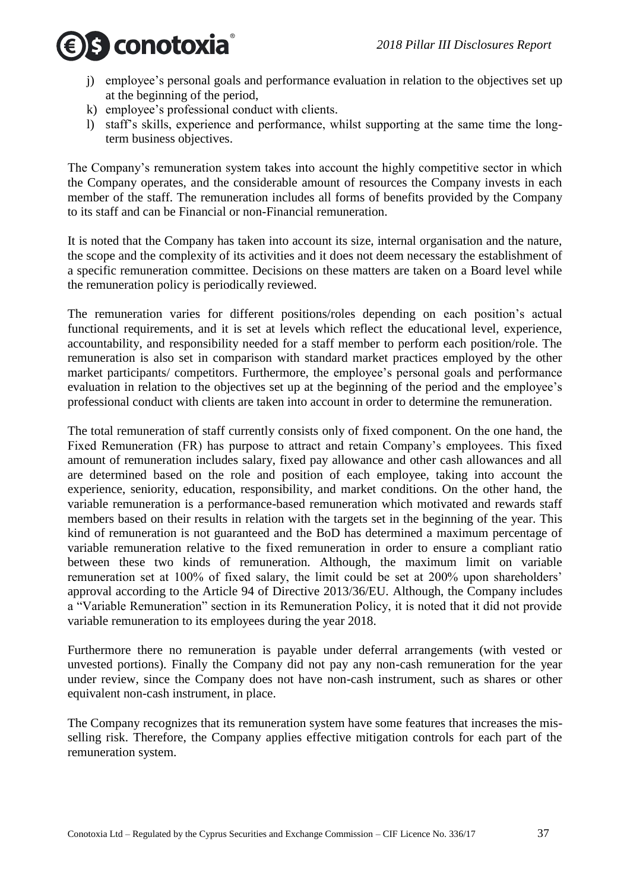j) employee's personal goals and performance evaluation in relation to the objectives set up at the beginning of the period,
k) employee's professional conduct with clients.
l) staff's skills, experience and performance, whilst supporting at the same time the long-term business objectives.

The Company's remuneration system takes into account the highly competitive sector in which the Company operates, and the considerable amount of resources the Company invests in each member of the staff. The remuneration includes all forms of benefits provided by the Company to its staff and can be Financial or non-Financial remuneration.

It is noted that the Company has taken into account its size, internal organisation and the nature, the scope and the complexity of its activities and it does not deem necessary the establishment of a specific remuneration committee. Decisions on these matters are taken on a Board level while the remuneration policy is periodically reviewed.

The remuneration varies for different positions/roles depending on each position's actual functional requirements, and it is set at levels which reflect the educational level, experience, accountability, and responsibility needed for a staff member to perform each position/role. The remuneration is also set in comparison with standard market practices employed by the other market participants/ competitors. Furthermore, the employee's personal goals and performance evaluation in relation to the objectives set up at the beginning of the period and the employee's professional conduct with clients are taken into account in order to determine the remuneration.

The total remuneration of staff currently consists only of fixed component. On the one hand, the Fixed Remuneration (FR) has purpose to attract and retain Company's employees. This fixed amount of remuneration includes salary, fixed pay allowance and other cash allowances and all are determined based on the role and position of each employee, taking into account the experience, seniority, education, responsibility, and market conditions. On the other hand, the variable remuneration is a performance-based remuneration which motivated and rewards staff members based on their results in relation with the targets set in the beginning of the year. This kind of remuneration is not guaranteed and the BoD has determined a maximum percentage of variable remuneration relative to the fixed remuneration in order to ensure a compliant ratio between these two kinds of remuneration. Although, the maximum limit on variable remuneration set at 100% of fixed salary, the limit could be set at 200% upon shareholders' approval according to the Article 94 of Directive 2013/36/EU. Although, the Company includes a "Variable Remuneration" section in its Remuneration Policy, it is noted that it did not provide variable remuneration to its employees during the year 2018.

Furthermore there no remuneration is payable under deferral arrangements (with vested or unvested portions). Finally the Company did not pay any non-cash remuneration for the year under review, since the Company does not have non-cash instrument, such as shares or other equivalent non-cash instrument, in place.

The Company recognizes that its remuneration system have some features that increases the mis-selling risk. Therefore, the Company applies effective mitigation controls for each part of the remuneration system.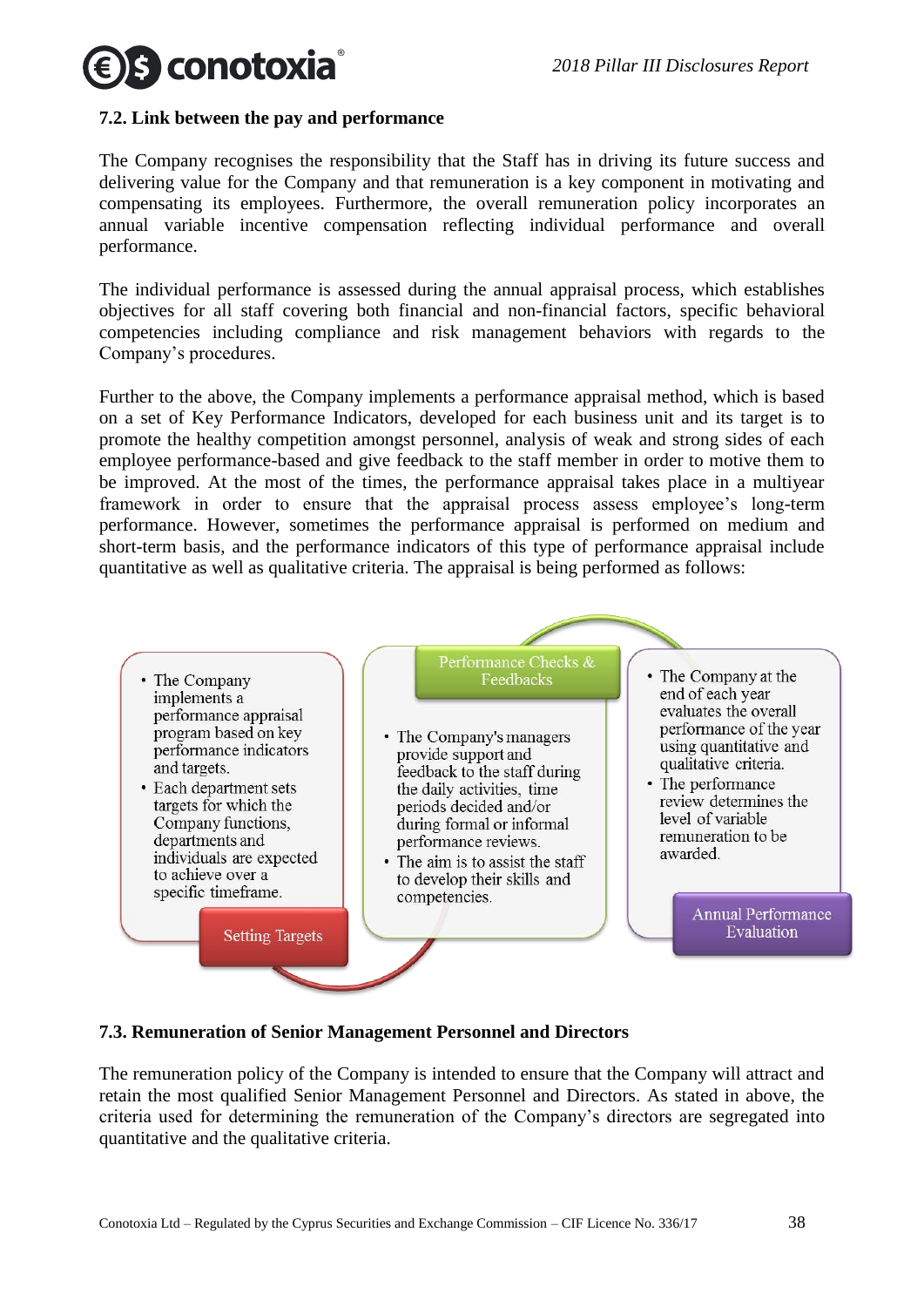## 7.2. Link between the pay and performance

The Company recognises the responsibility that the Staff has in driving its future success and delivering value for the Company and that remuneration is a key component in motivating and compensating its employees. Furthermore, the overall remuneration policy incorporates an annual variable incentive compensation reflecting individual performance and overall performance.

The individual performance is assessed during the annual appraisal process, which establishes objectives for all staff covering both financial and non-financial factors, specific behavioral competencies including compliance and risk management behaviors with regards to the Company's procedures.

Further to the above, the Company implements a performance appraisal method, which is based on a set of Key Performance Indicators, developed for each business unit and its target is to promote the healthy competition amongst personnel, analysis of weak and strong sides of each employee performance-based and give feedback to the staff member in order to motive them to be improved. At the most of the times, the performance appraisal takes place in a multiyear framework in order to ensure that the appraisal process assess employee's long-term performance. However, sometimes the performance appraisal is performed on medium and short-term basis, and the performance indicators of this type of performance appraisal include quantitative as well as qualitative criteria. The appraisal is being performed as follows:

**Setting Targets**

- The Company implements a performance appraisal program based on key performance indicators and targets.
- Each department sets targets for which the Company functions, departments and individuals are expected to achieve over a specific timeframe.

**Performance Checks & Feedbacks**

- The Company's managers provide support and feedback to the staff during the daily activities, time periods decided and/or during formal or informal performance reviews.
- The aim is to assist the staff to develop their skills and competencies.

**Annual Performance Evaluation**

- The Company at the end of each year evaluates the overall performance of the year using quantitative and qualitative criteria.
- The performance review determines the level of variable remuneration to be awarded.

## 7.3. Remuneration of Senior Management Personnel and Directors

The remuneration policy of the Company is intended to ensure that the Company will attract and retain the most qualified Senior Management Personnel and Directors. As stated in above, the criteria used for determining the remuneration of the Company's directors are segregated into quantitative and the qualitative criteria.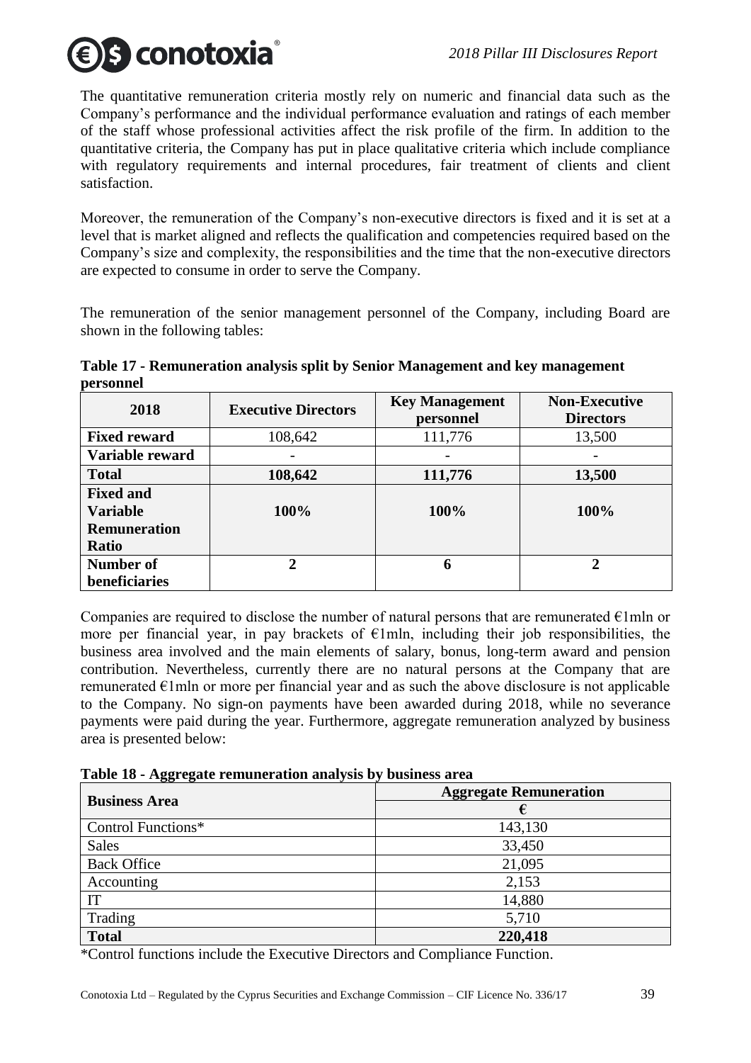The quantitative remuneration criteria mostly rely on numeric and financial data such as the Company's performance and the individual performance evaluation and ratings of each member of the staff whose professional activities affect the risk profile of the firm. In addition to the quantitative criteria, the Company has put in place qualitative criteria which include compliance with regulatory requirements and internal procedures, fair treatment of clients and client satisfaction.

Moreover, the remuneration of the Company's non-executive directors is fixed and it is set at a level that is market aligned and reflects the qualification and competencies required based on the Company's size and complexity, the responsibilities and the time that the non-executive directors are expected to consume in order to serve the Company.

The remuneration of the senior management personnel of the Company, including Board are shown in the following tables:

**Table 17 - Remuneration analysis split by Senior Management and key management personnel**

| 2018 | Executive Directors | Key Management personnel | Non-Executive Directors |
|---|---|---|---|
| **Fixed reward** | 108,642 | 111,776 | 13,500 |
| **Variable reward** | - | - | - |
| **Total** | **108,642** | **111,776** | **13,500** |
| **Fixed and Variable Remuneration Ratio** | **100%** | **100%** | **100%** |
| **Number of beneficiaries** | **2** | **6** | **2** |

Companies are required to disclose the number of natural persons that are remunerated €1mln or more per financial year, in pay brackets of €1mln, including their job responsibilities, the business area involved and the main elements of salary, bonus, long-term award and pension contribution. Nevertheless, currently there are no natural persons at the Company that are remunerated €1mln or more per financial year and as such the above disclosure is not applicable to the Company. No sign-on payments have been awarded during 2018, while no severance payments were paid during the year. Furthermore, aggregate remuneration analyzed by business area is presented below:

**Table 18 - Aggregate remuneration analysis by business area**

| Business Area | Aggregate Remuneration |
|---|---|
| | € |
| Control Functions* | 143,130 |
| Sales | 33,450 |
| Back Office | 21,095 |
| Accounting | 2,153 |
| IT | 14,880 |
| Trading | 5,710 |
| **Total** | **220,418** |

*Control functions include the Executive Directors and Compliance Function.